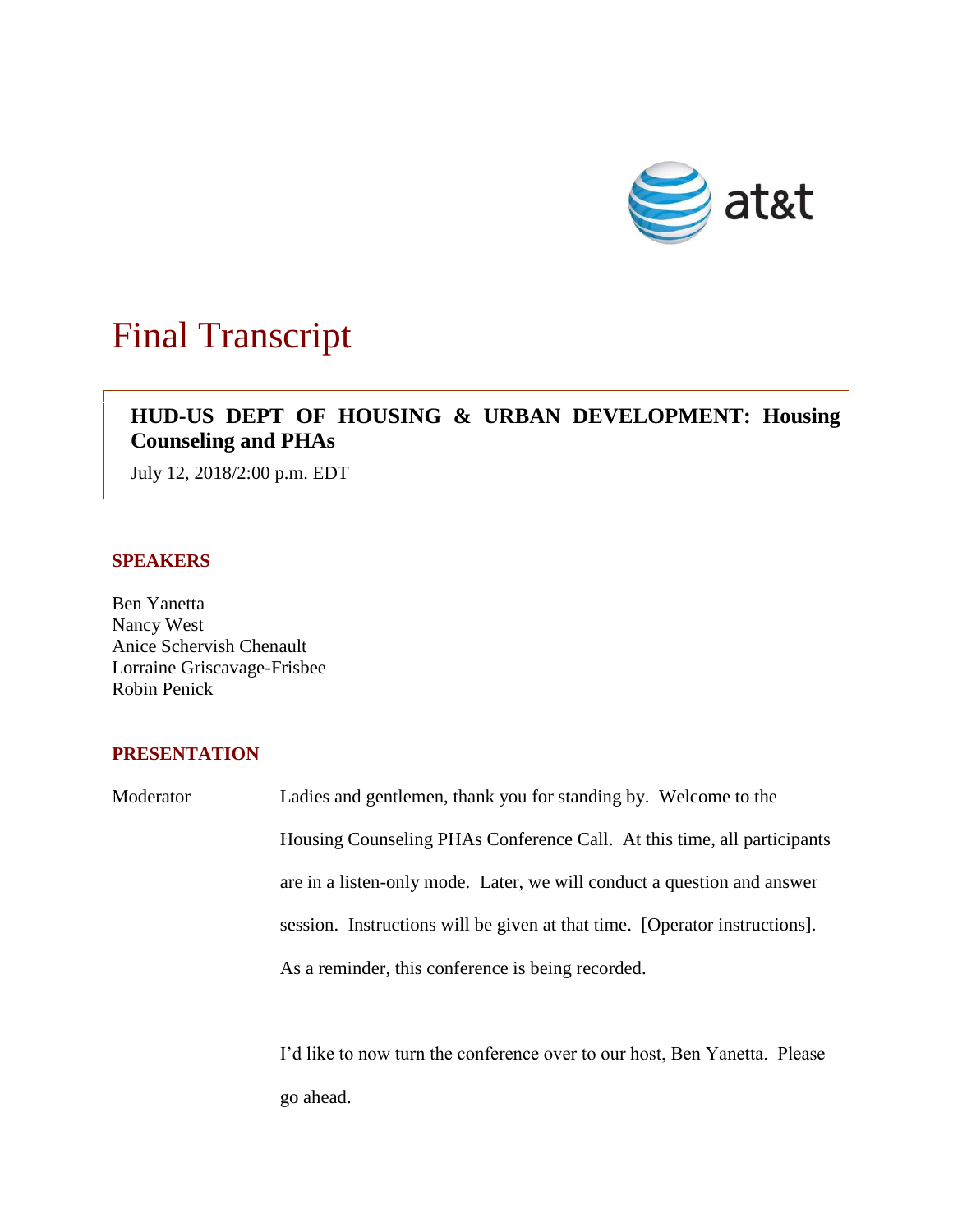# Final Transcript

**HUD-US DEPT OF HOUSING & URBAN DEVELOPMENT: Housing Counseling and PHAs**

July 12, 2018/2:00 p.m. EDT

## SPEAKERS

Ben Yanetta
Nancy West
Anice Schervish Chenault
Lorraine Griscavage-Frisbee
Robin Penick

## PRESENTATION

Moderator Ladies and gentlemen, thank you for standing by. Welcome to the Housing Counseling PHAs Conference Call. At this time, all participants are in a listen-only mode. Later, we will conduct a question and answer session. Instructions will be given at that time. [Operator instructions]. As a reminder, this conference is being recorded.

I'd like to now turn the conference over to our host, Ben Yanetta. Please go ahead.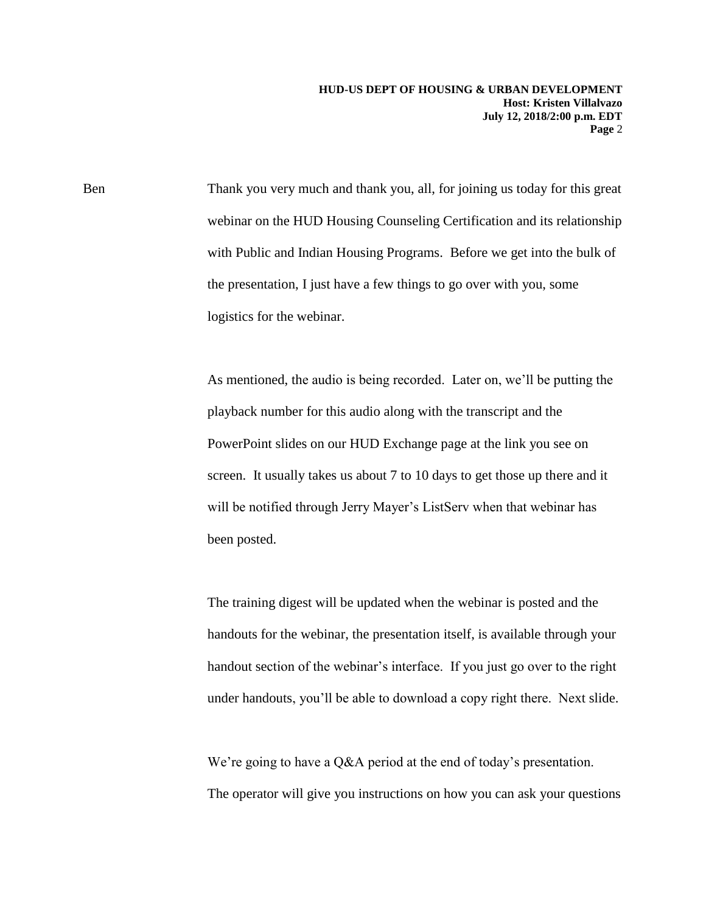Ben Thank you very much and thank you, all, for joining us today for this great webinar on the HUD Housing Counseling Certification and its relationship with Public and Indian Housing Programs. Before we get into the bulk of the presentation, I just have a few things to go over with you, some logistics for the webinar.

As mentioned, the audio is being recorded. Later on, we'll be putting the playback number for this audio along with the transcript and the PowerPoint slides on our HUD Exchange page at the link you see on screen. It usually takes us about 7 to 10 days to get those up there and it will be notified through Jerry Mayer's ListServ when that webinar has been posted.

The training digest will be updated when the webinar is posted and the handouts for the webinar, the presentation itself, is available through your handout section of the webinar's interface. If you just go over to the right under handouts, you'll be able to download a copy right there. Next slide.

We're going to have a Q&A period at the end of today's presentation. The operator will give you instructions on how you can ask your questions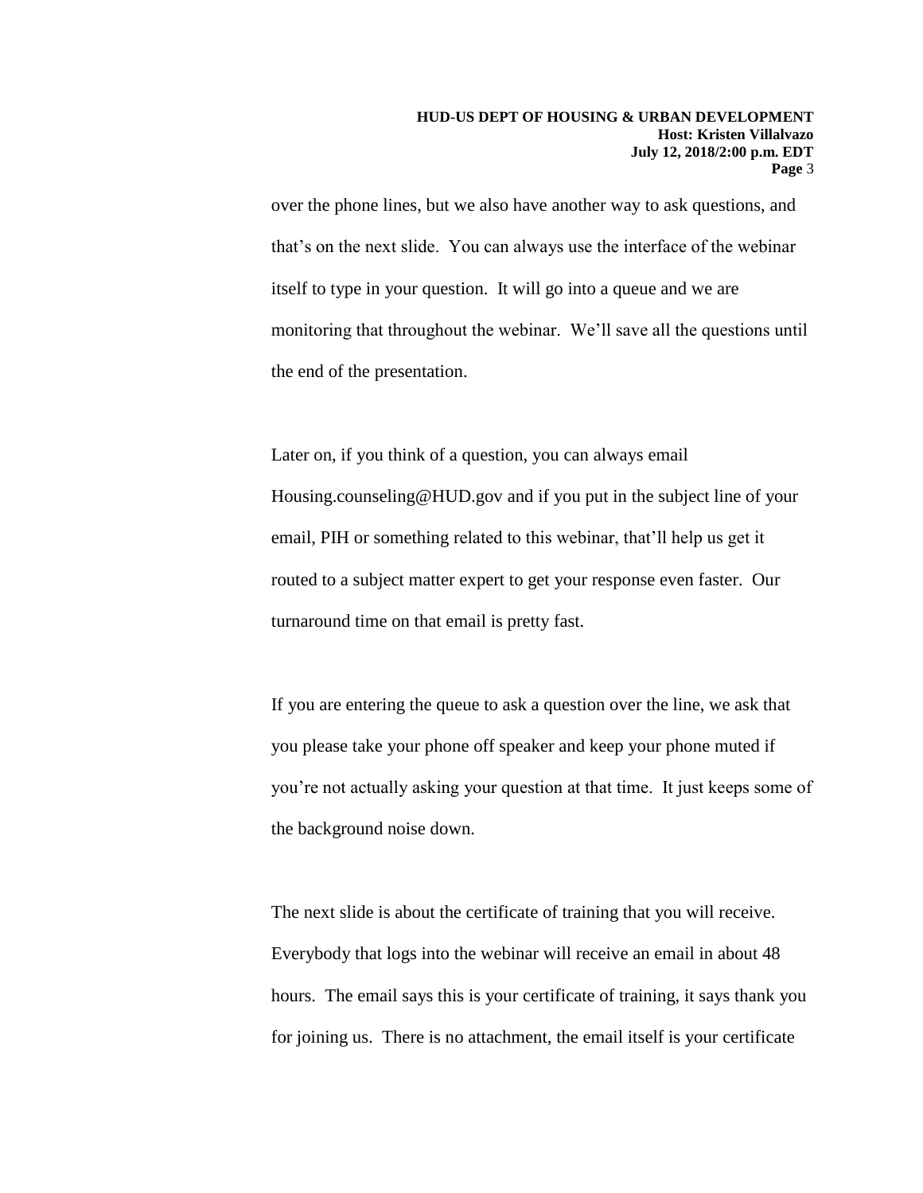over the phone lines, but we also have another way to ask questions, and that's on the next slide. You can always use the interface of the webinar itself to type in your question. It will go into a queue and we are monitoring that throughout the webinar. We'll save all the questions until the end of the presentation.

Later on, if you think of a question, you can always email Housing.counseling@HUD.gov and if you put in the subject line of your email, PIH or something related to this webinar, that'll help us get it routed to a subject matter expert to get your response even faster. Our turnaround time on that email is pretty fast.

If you are entering the queue to ask a question over the line, we ask that you please take your phone off speaker and keep your phone muted if you're not actually asking your question at that time. It just keeps some of the background noise down.

The next slide is about the certificate of training that you will receive. Everybody that logs into the webinar will receive an email in about 48 hours. The email says this is your certificate of training, it says thank you for joining us. There is no attachment, the email itself is your certificate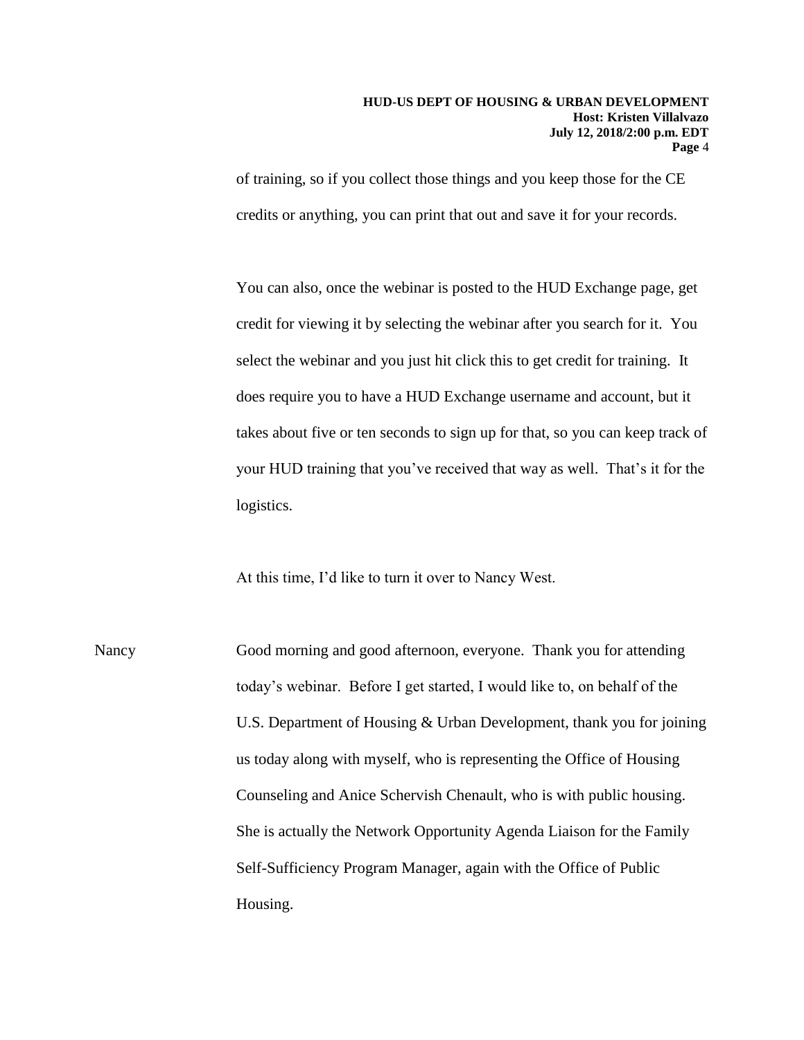of training, so if you collect those things and you keep those for the CE credits or anything, you can print that out and save it for your records.

You can also, once the webinar is posted to the HUD Exchange page, get credit for viewing it by selecting the webinar after you search for it. You select the webinar and you just hit click this to get credit for training. It does require you to have a HUD Exchange username and account, but it takes about five or ten seconds to sign up for that, so you can keep track of your HUD training that you've received that way as well. That's it for the logistics.

At this time, I'd like to turn it over to Nancy West.

Nancy — Good morning and good afternoon, everyone. Thank you for attending today's webinar. Before I get started, I would like to, on behalf of the U.S. Department of Housing & Urban Development, thank you for joining us today along with myself, who is representing the Office of Housing Counseling and Anice Schervish Chenault, who is with public housing. She is actually the Network Opportunity Agenda Liaison for the Family Self-Sufficiency Program Manager, again with the Office of Public Housing.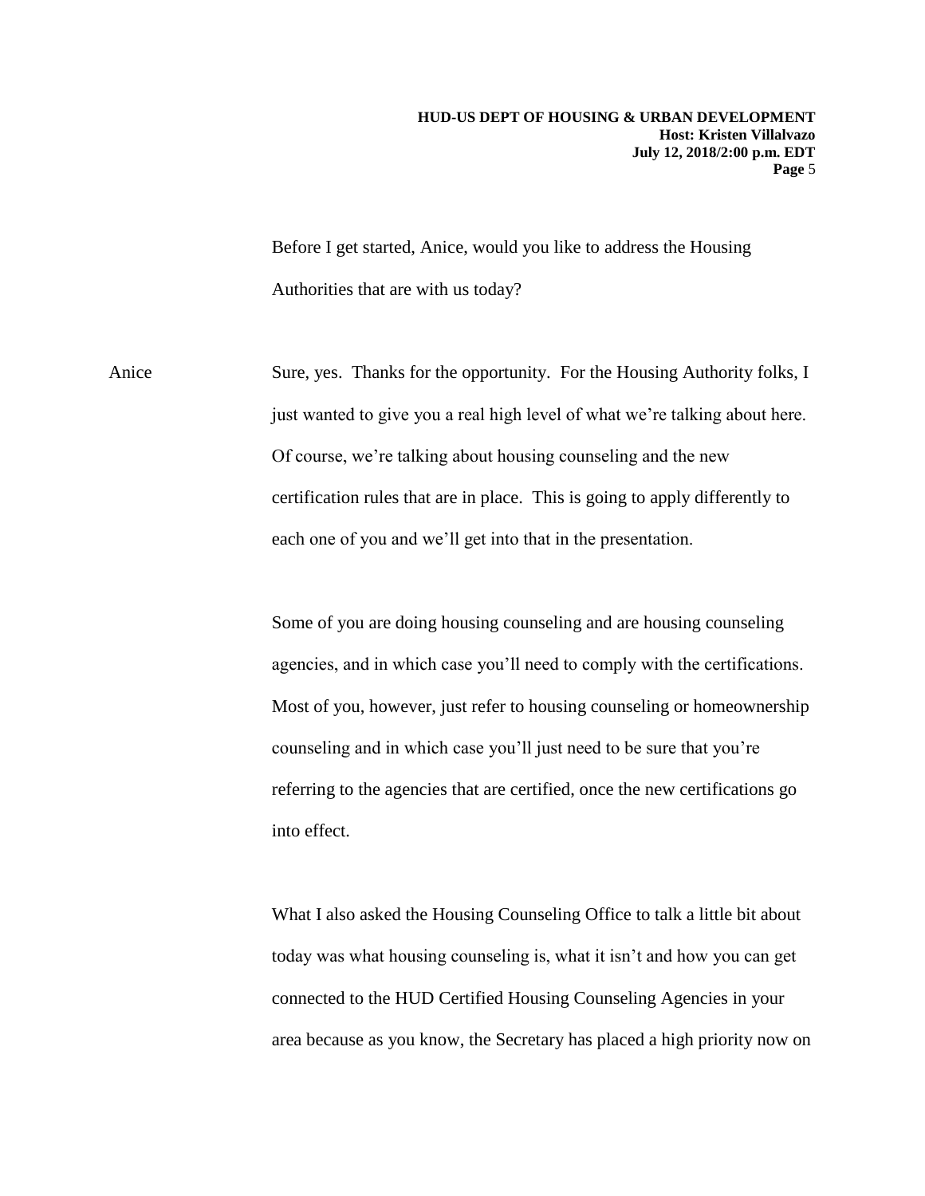Before I get started, Anice, would you like to address the Housing Authorities that are with us today?

Anice Sure, yes. Thanks for the opportunity. For the Housing Authority folks, I just wanted to give you a real high level of what we're talking about here. Of course, we're talking about housing counseling and the new certification rules that are in place. This is going to apply differently to each one of you and we'll get into that in the presentation.

Some of you are doing housing counseling and are housing counseling agencies, and in which case you'll need to comply with the certifications. Most of you, however, just refer to housing counseling or homeownership counseling and in which case you'll just need to be sure that you're referring to the agencies that are certified, once the new certifications go into effect.

What I also asked the Housing Counseling Office to talk a little bit about today was what housing counseling is, what it isn't and how you can get connected to the HUD Certified Housing Counseling Agencies in your area because as you know, the Secretary has placed a high priority now on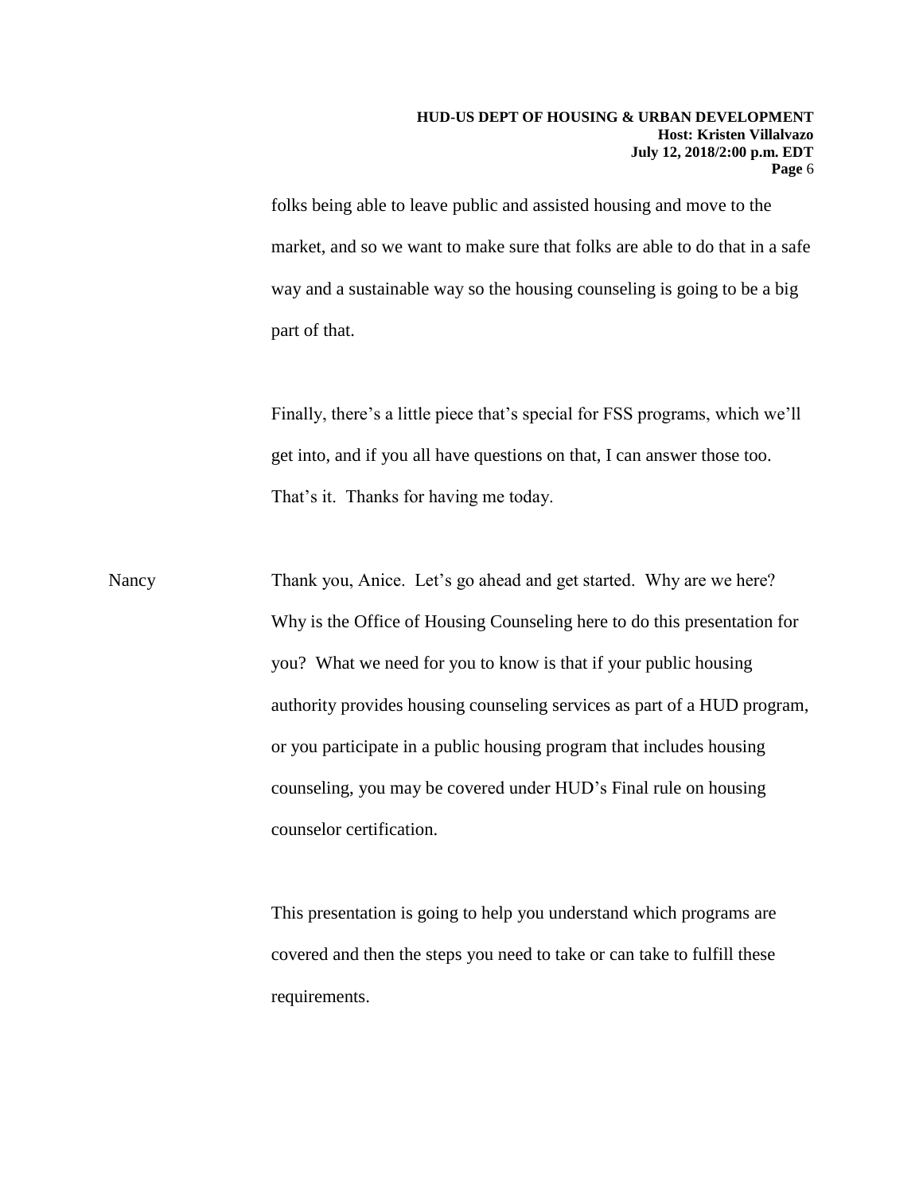folks being able to leave public and assisted housing and move to the market, and so we want to make sure that folks are able to do that in a safe way and a sustainable way so the housing counseling is going to be a big part of that.

Finally, there's a little piece that's special for FSS programs, which we'll get into, and if you all have questions on that, I can answer those too. That's it. Thanks for having me today.

Nancy Thank you, Anice. Let's go ahead and get started. Why are we here? Why is the Office of Housing Counseling here to do this presentation for you? What we need for you to know is that if your public housing authority provides housing counseling services as part of a HUD program, or you participate in a public housing program that includes housing counseling, you may be covered under HUD's Final rule on housing counselor certification.

This presentation is going to help you understand which programs are covered and then the steps you need to take or can take to fulfill these requirements.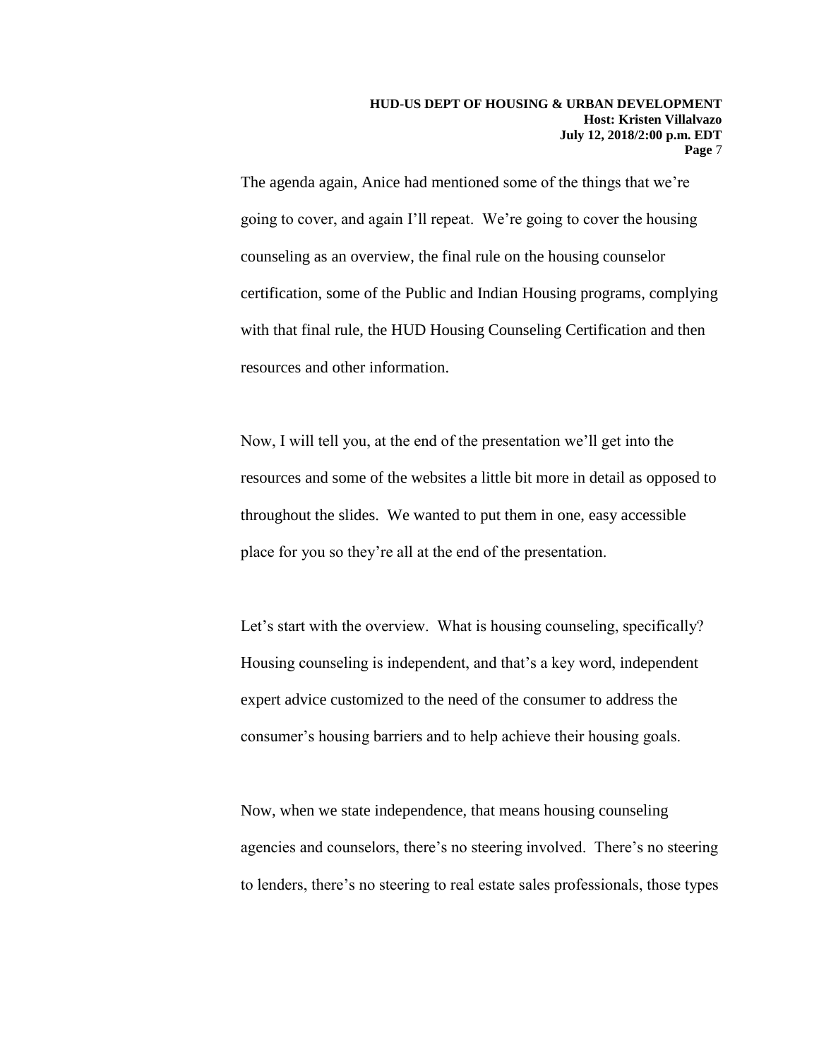The agenda again, Anice had mentioned some of the things that we're going to cover, and again I'll repeat. We're going to cover the housing counseling as an overview, the final rule on the housing counselor certification, some of the Public and Indian Housing programs, complying with that final rule, the HUD Housing Counseling Certification and then resources and other information.

Now, I will tell you, at the end of the presentation we'll get into the resources and some of the websites a little bit more in detail as opposed to throughout the slides. We wanted to put them in one, easy accessible place for you so they're all at the end of the presentation.

Let's start with the overview. What is housing counseling, specifically? Housing counseling is independent, and that's a key word, independent expert advice customized to the need of the consumer to address the consumer's housing barriers and to help achieve their housing goals.

Now, when we state independence, that means housing counseling agencies and counselors, there's no steering involved. There's no steering to lenders, there's no steering to real estate sales professionals, those types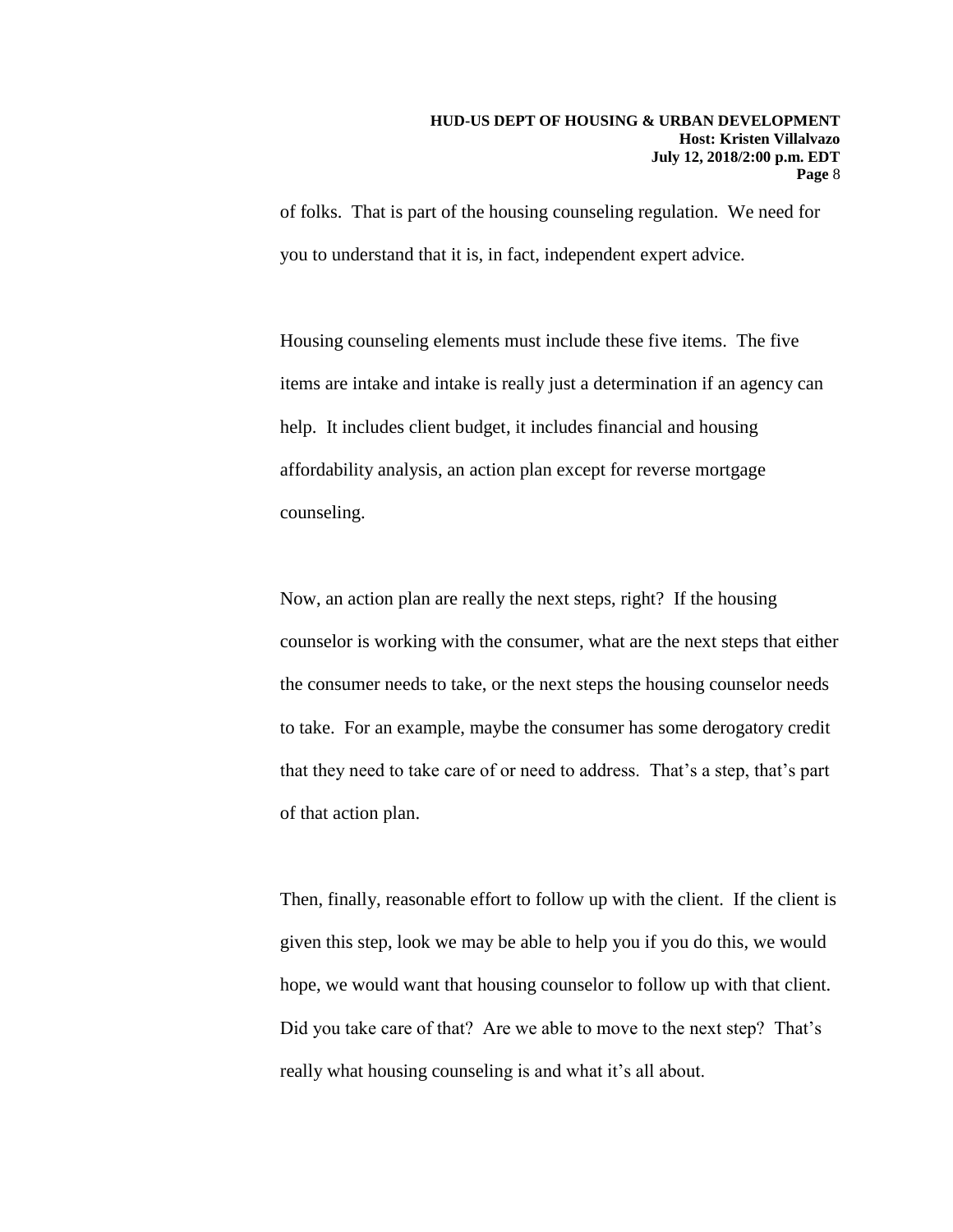of folks. That is part of the housing counseling regulation. We need for you to understand that it is, in fact, independent expert advice.

Housing counseling elements must include these five items. The five items are intake and intake is really just a determination if an agency can help. It includes client budget, it includes financial and housing affordability analysis, an action plan except for reverse mortgage counseling.

Now, an action plan are really the next steps, right? If the housing counselor is working with the consumer, what are the next steps that either the consumer needs to take, or the next steps the housing counselor needs to take. For an example, maybe the consumer has some derogatory credit that they need to take care of or need to address. That's a step, that's part of that action plan.

Then, finally, reasonable effort to follow up with the client. If the client is given this step, look we may be able to help you if you do this, we would hope, we would want that housing counselor to follow up with that client. Did you take care of that? Are we able to move to the next step? That's really what housing counseling is and what it's all about.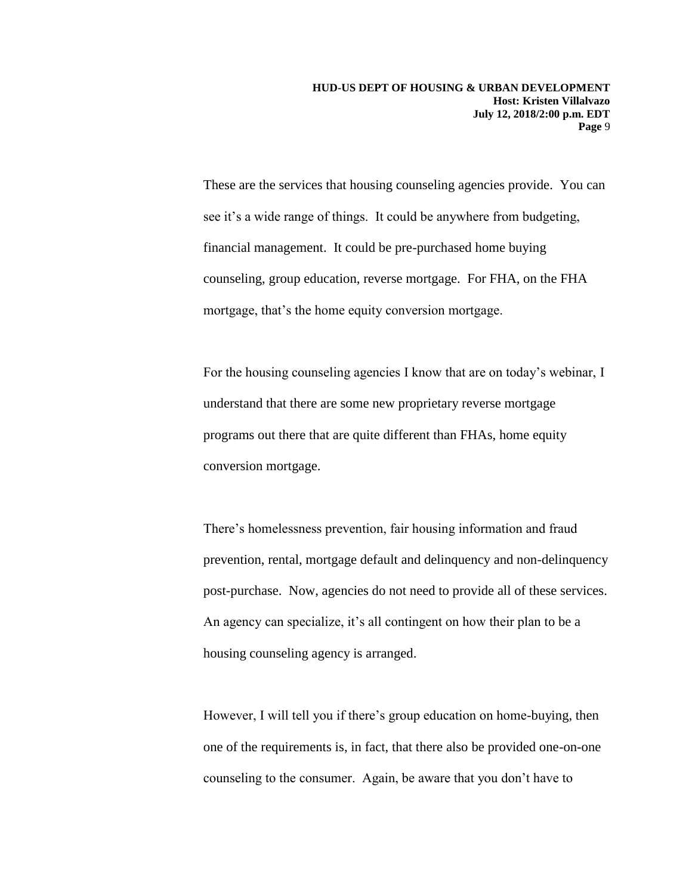These are the services that housing counseling agencies provide. You can see it's a wide range of things. It could be anywhere from budgeting, financial management. It could be pre-purchased home buying counseling, group education, reverse mortgage. For FHA, on the FHA mortgage, that's the home equity conversion mortgage.

For the housing counseling agencies I know that are on today's webinar, I understand that there are some new proprietary reverse mortgage programs out there that are quite different than FHAs, home equity conversion mortgage.

There's homelessness prevention, fair housing information and fraud prevention, rental, mortgage default and delinquency and non-delinquency post-purchase. Now, agencies do not need to provide all of these services. An agency can specialize, it's all contingent on how their plan to be a housing counseling agency is arranged.

However, I will tell you if there's group education on home-buying, then one of the requirements is, in fact, that there also be provided one-on-one counseling to the consumer. Again, be aware that you don't have to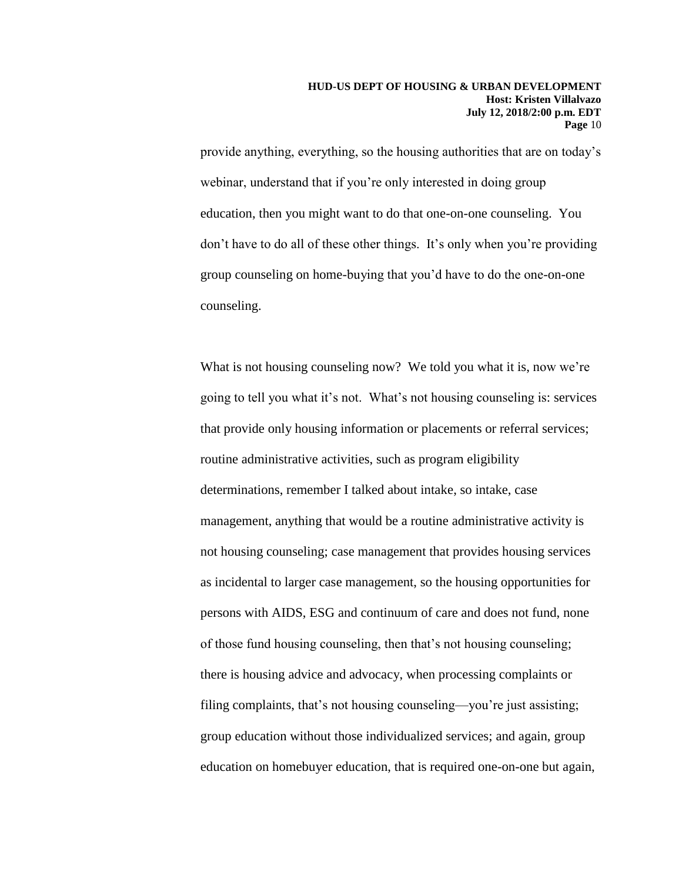provide anything, everything, so the housing authorities that are on today's webinar, understand that if you're only interested in doing group education, then you might want to do that one-on-one counseling. You don't have to do all of these other things. It's only when you're providing group counseling on home-buying that you'd have to do the one-on-one counseling.

What is not housing counseling now? We told you what it is, now we're going to tell you what it's not. What's not housing counseling is: services that provide only housing information or placements or referral services; routine administrative activities, such as program eligibility determinations, remember I talked about intake, so intake, case management, anything that would be a routine administrative activity is not housing counseling; case management that provides housing services as incidental to larger case management, so the housing opportunities for persons with AIDS, ESG and continuum of care and does not fund, none of those fund housing counseling, then that's not housing counseling; there is housing advice and advocacy, when processing complaints or filing complaints, that's not housing counseling—you're just assisting; group education without those individualized services; and again, group education on homebuyer education, that is required one-on-one but again,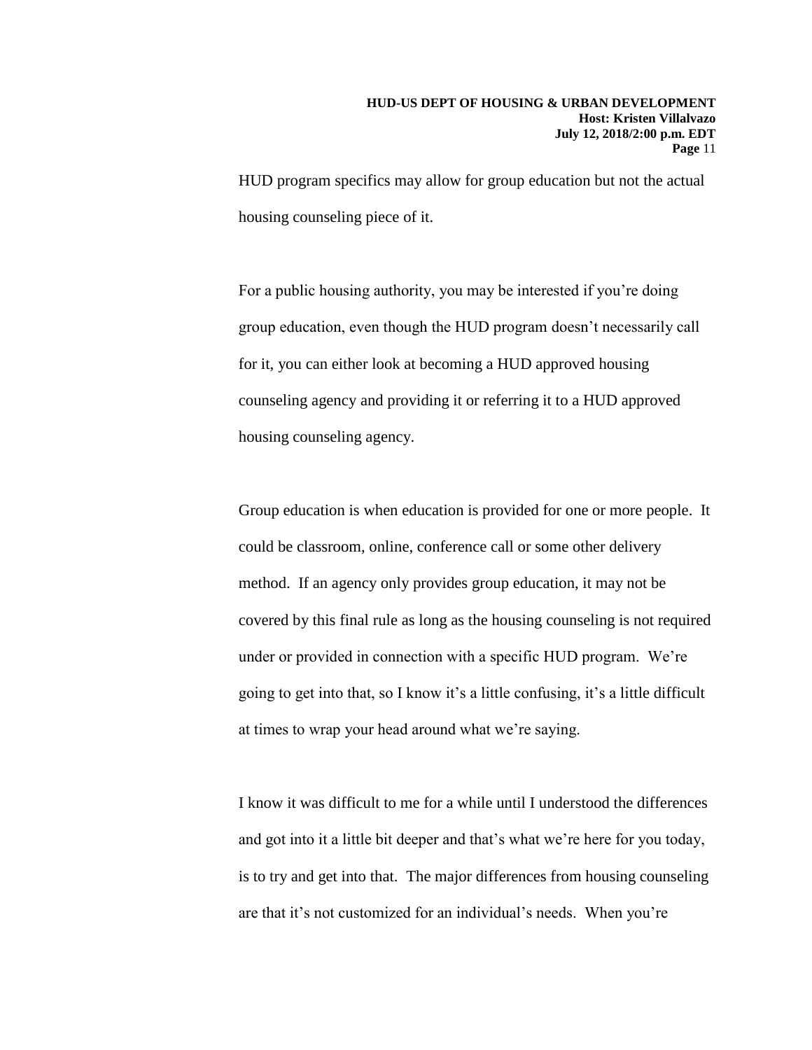HUD program specifics may allow for group education but not the actual housing counseling piece of it.

For a public housing authority, you may be interested if you're doing group education, even though the HUD program doesn't necessarily call for it, you can either look at becoming a HUD approved housing counseling agency and providing it or referring it to a HUD approved housing counseling agency.

Group education is when education is provided for one or more people. It could be classroom, online, conference call or some other delivery method. If an agency only provides group education, it may not be covered by this final rule as long as the housing counseling is not required under or provided in connection with a specific HUD program. We're going to get into that, so I know it's a little confusing, it's a little difficult at times to wrap your head around what we're saying.

I know it was difficult to me for a while until I understood the differences and got into it a little bit deeper and that's what we're here for you today, is to try and get into that. The major differences from housing counseling are that it's not customized for an individual's needs. When you're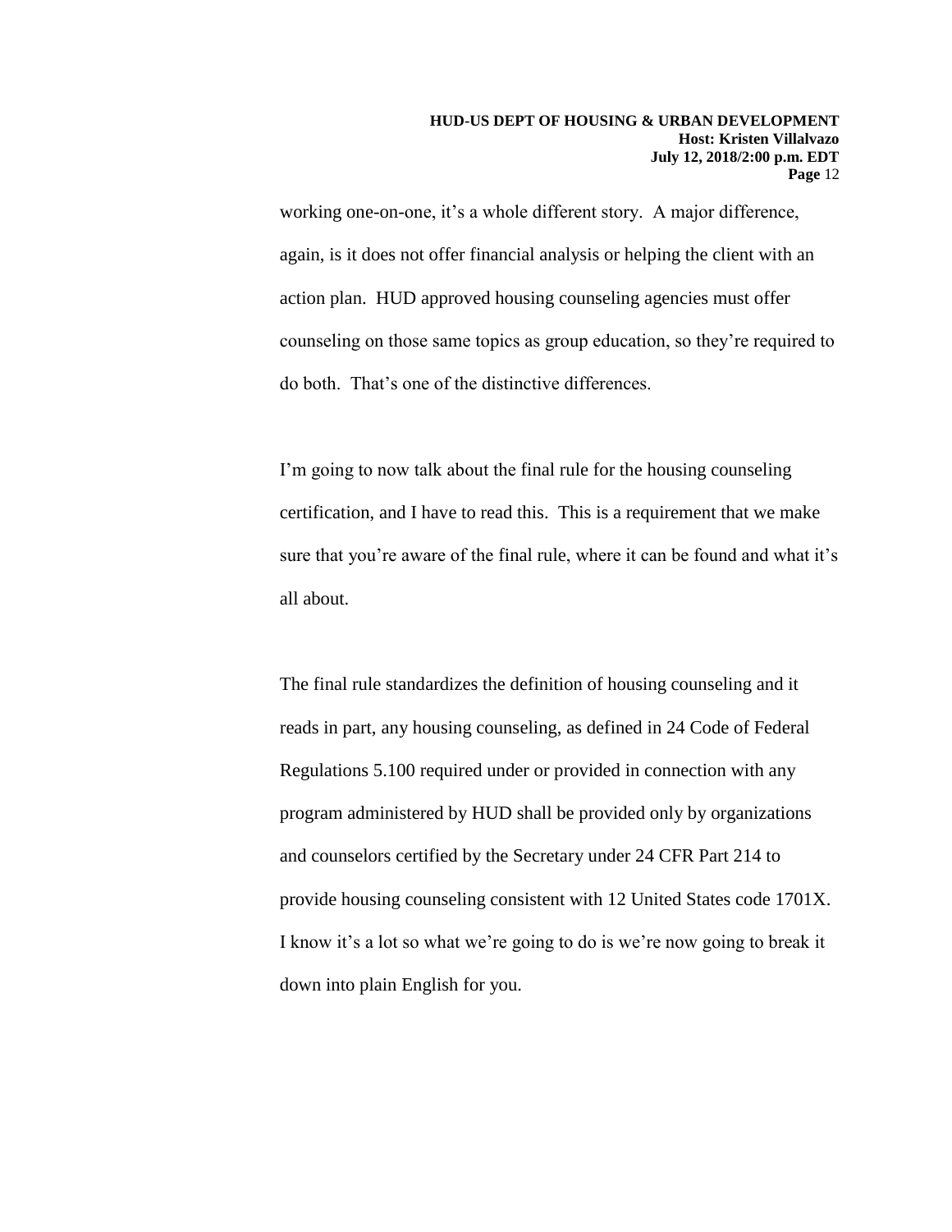working one-on-one, it's a whole different story. A major difference, again, is it does not offer financial analysis or helping the client with an action plan. HUD approved housing counseling agencies must offer counseling on those same topics as group education, so they're required to do both. That's one of the distinctive differences.

I'm going to now talk about the final rule for the housing counseling certification, and I have to read this. This is a requirement that we make sure that you're aware of the final rule, where it can be found and what it's all about.

The final rule standardizes the definition of housing counseling and it reads in part, any housing counseling, as defined in 24 Code of Federal Regulations 5.100 required under or provided in connection with any program administered by HUD shall be provided only by organizations and counselors certified by the Secretary under 24 CFR Part 214 to provide housing counseling consistent with 12 United States code 1701X. I know it's a lot so what we're going to do is we're now going to break it down into plain English for you.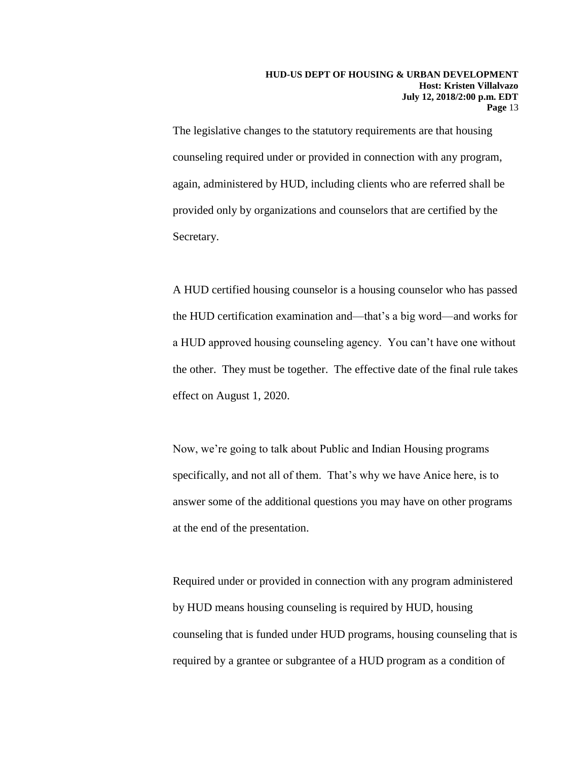The legislative changes to the statutory requirements are that housing counseling required under or provided in connection with any program, again, administered by HUD, including clients who are referred shall be provided only by organizations and counselors that are certified by the Secretary.

A HUD certified housing counselor is a housing counselor who has passed the HUD certification examination and—that's a big word—and works for a HUD approved housing counseling agency. You can't have one without the other. They must be together. The effective date of the final rule takes effect on August 1, 2020.

Now, we're going to talk about Public and Indian Housing programs specifically, and not all of them. That's why we have Anice here, is to answer some of the additional questions you may have on other programs at the end of the presentation.

Required under or provided in connection with any program administered by HUD means housing counseling is required by HUD, housing counseling that is funded under HUD programs, housing counseling that is required by a grantee or subgrantee of a HUD program as a condition of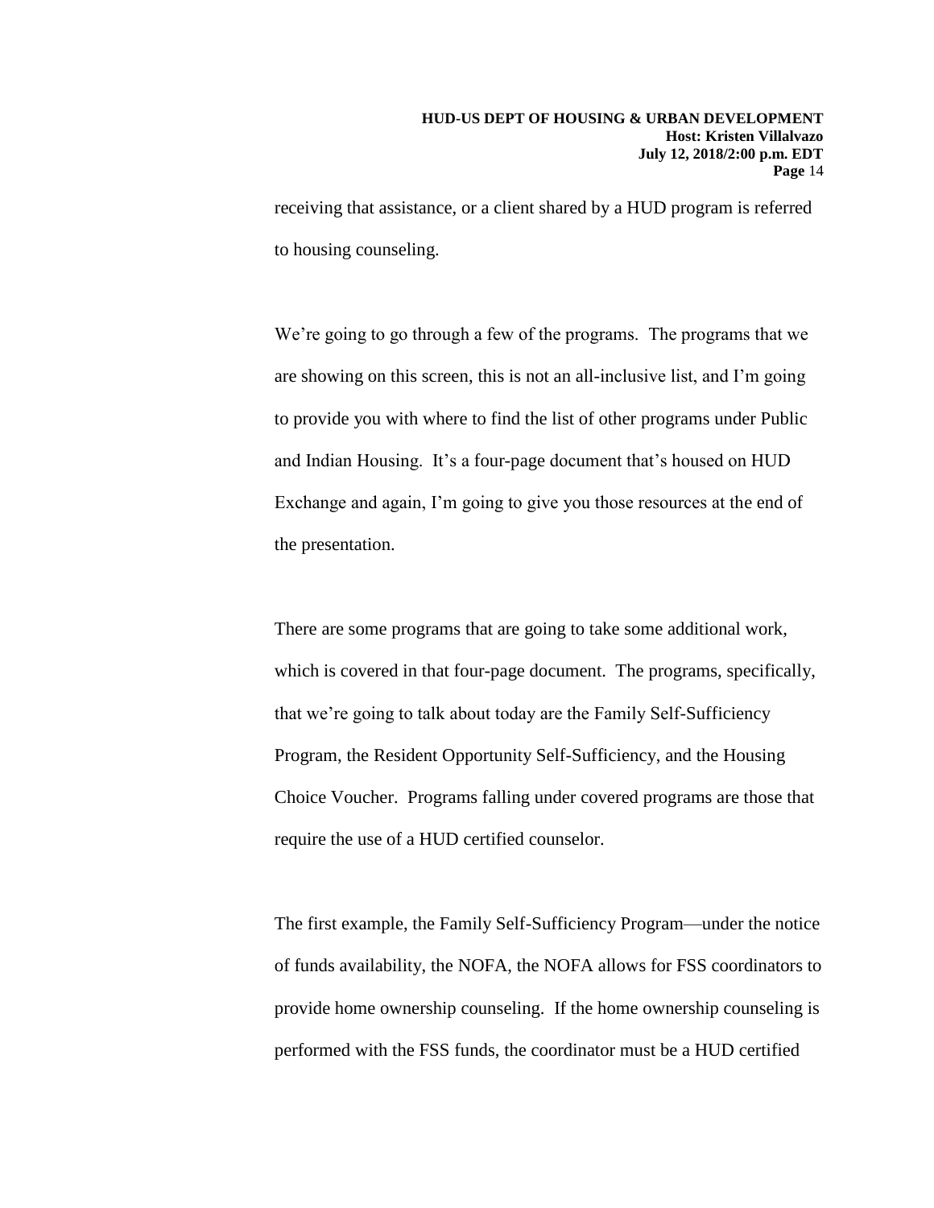receiving that assistance, or a client shared by a HUD program is referred to housing counseling.

We're going to go through a few of the programs. The programs that we are showing on this screen, this is not an all-inclusive list, and I'm going to provide you with where to find the list of other programs under Public and Indian Housing. It's a four-page document that's housed on HUD Exchange and again, I'm going to give you those resources at the end of the presentation.

There are some programs that are going to take some additional work, which is covered in that four-page document. The programs, specifically, that we're going to talk about today are the Family Self-Sufficiency Program, the Resident Opportunity Self-Sufficiency, and the Housing Choice Voucher. Programs falling under covered programs are those that require the use of a HUD certified counselor.

The first example, the Family Self-Sufficiency Program—under the notice of funds availability, the NOFA, the NOFA allows for FSS coordinators to provide home ownership counseling. If the home ownership counseling is performed with the FSS funds, the coordinator must be a HUD certified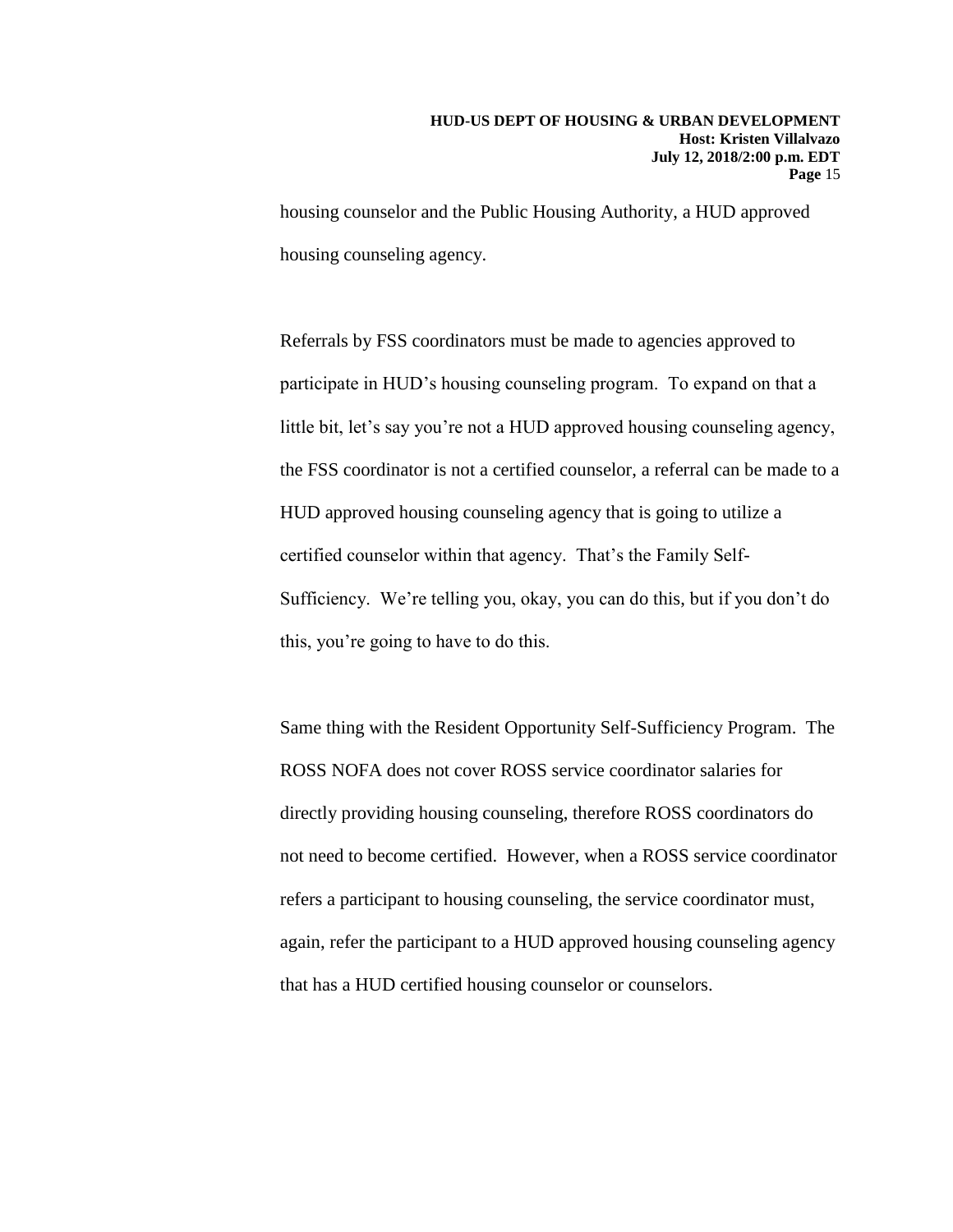housing counselor and the Public Housing Authority, a HUD approved housing counseling agency.

Referrals by FSS coordinators must be made to agencies approved to participate in HUD's housing counseling program. To expand on that a little bit, let's say you're not a HUD approved housing counseling agency, the FSS coordinator is not a certified counselor, a referral can be made to a HUD approved housing counseling agency that is going to utilize a certified counselor within that agency. That's the Family Self-Sufficiency. We're telling you, okay, you can do this, but if you don't do this, you're going to have to do this.

Same thing with the Resident Opportunity Self-Sufficiency Program. The ROSS NOFA does not cover ROSS service coordinator salaries for directly providing housing counseling, therefore ROSS coordinators do not need to become certified. However, when a ROSS service coordinator refers a participant to housing counseling, the service coordinator must, again, refer the participant to a HUD approved housing counseling agency that has a HUD certified housing counselor or counselors.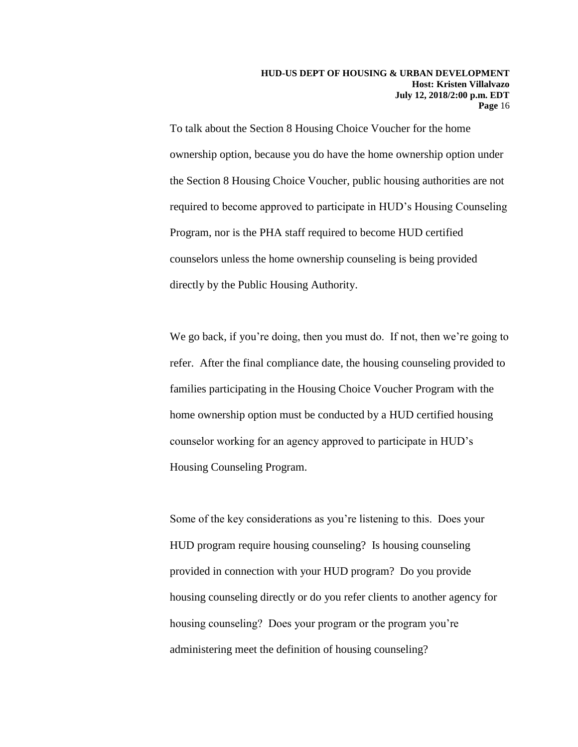To talk about the Section 8 Housing Choice Voucher for the home ownership option, because you do have the home ownership option under the Section 8 Housing Choice Voucher, public housing authorities are not required to become approved to participate in HUD's Housing Counseling Program, nor is the PHA staff required to become HUD certified counselors unless the home ownership counseling is being provided directly by the Public Housing Authority.

We go back, if you're doing, then you must do. If not, then we're going to refer. After the final compliance date, the housing counseling provided to families participating in the Housing Choice Voucher Program with the home ownership option must be conducted by a HUD certified housing counselor working for an agency approved to participate in HUD's Housing Counseling Program.

Some of the key considerations as you're listening to this. Does your HUD program require housing counseling? Is housing counseling provided in connection with your HUD program? Do you provide housing counseling directly or do you refer clients to another agency for housing counseling? Does your program or the program you're administering meet the definition of housing counseling?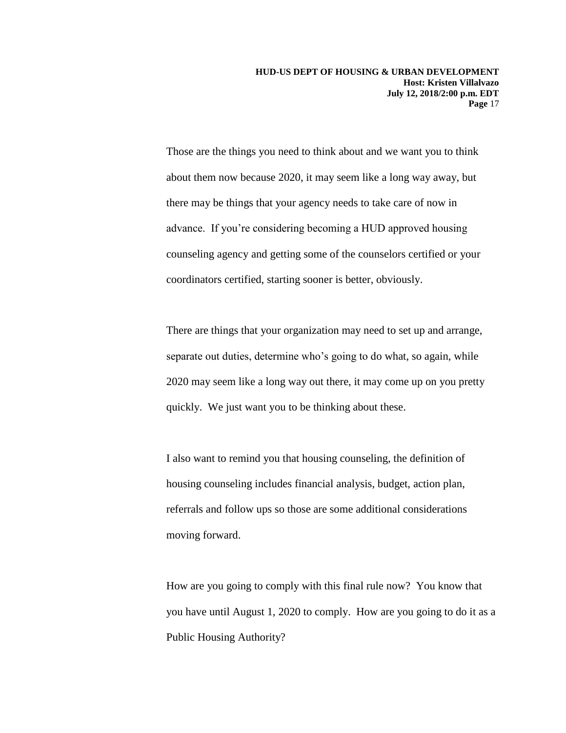Those are the things you need to think about and we want you to think about them now because 2020, it may seem like a long way away, but there may be things that your agency needs to take care of now in advance. If you're considering becoming a HUD approved housing counseling agency and getting some of the counselors certified or your coordinators certified, starting sooner is better, obviously.

There are things that your organization may need to set up and arrange, separate out duties, determine who's going to do what, so again, while 2020 may seem like a long way out there, it may come up on you pretty quickly. We just want you to be thinking about these.

I also want to remind you that housing counseling, the definition of housing counseling includes financial analysis, budget, action plan, referrals and follow ups so those are some additional considerations moving forward.

How are you going to comply with this final rule now? You know that you have until August 1, 2020 to comply. How are you going to do it as a Public Housing Authority?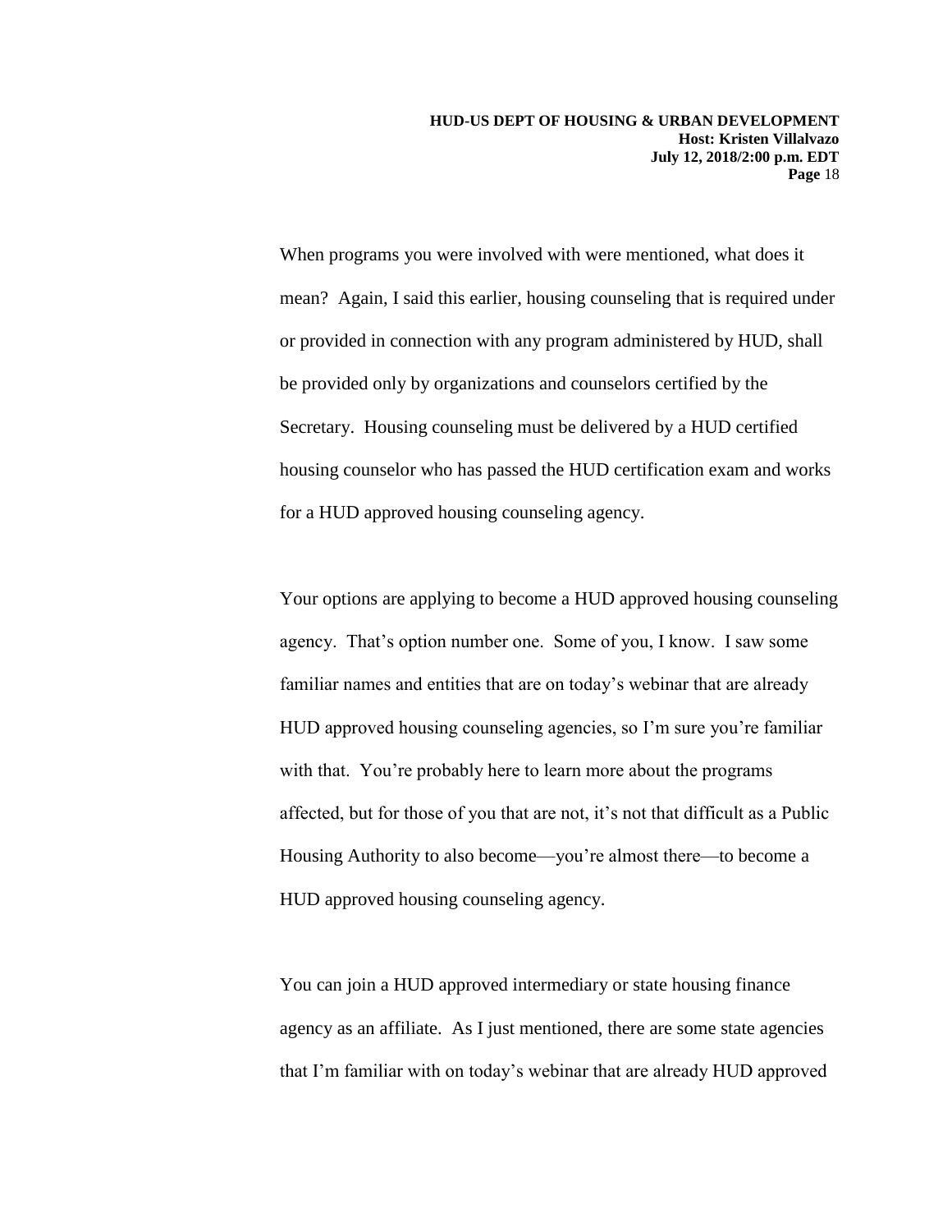When programs you were involved with were mentioned, what does it mean? Again, I said this earlier, housing counseling that is required under or provided in connection with any program administered by HUD, shall be provided only by organizations and counselors certified by the Secretary. Housing counseling must be delivered by a HUD certified housing counselor who has passed the HUD certification exam and works for a HUD approved housing counseling agency.

Your options are applying to become a HUD approved housing counseling agency. That's option number one. Some of you, I know. I saw some familiar names and entities that are on today's webinar that are already HUD approved housing counseling agencies, so I'm sure you're familiar with that. You're probably here to learn more about the programs affected, but for those of you that are not, it's not that difficult as a Public Housing Authority to also become—you're almost there—to become a HUD approved housing counseling agency.

You can join a HUD approved intermediary or state housing finance agency as an affiliate. As I just mentioned, there are some state agencies that I'm familiar with on today's webinar that are already HUD approved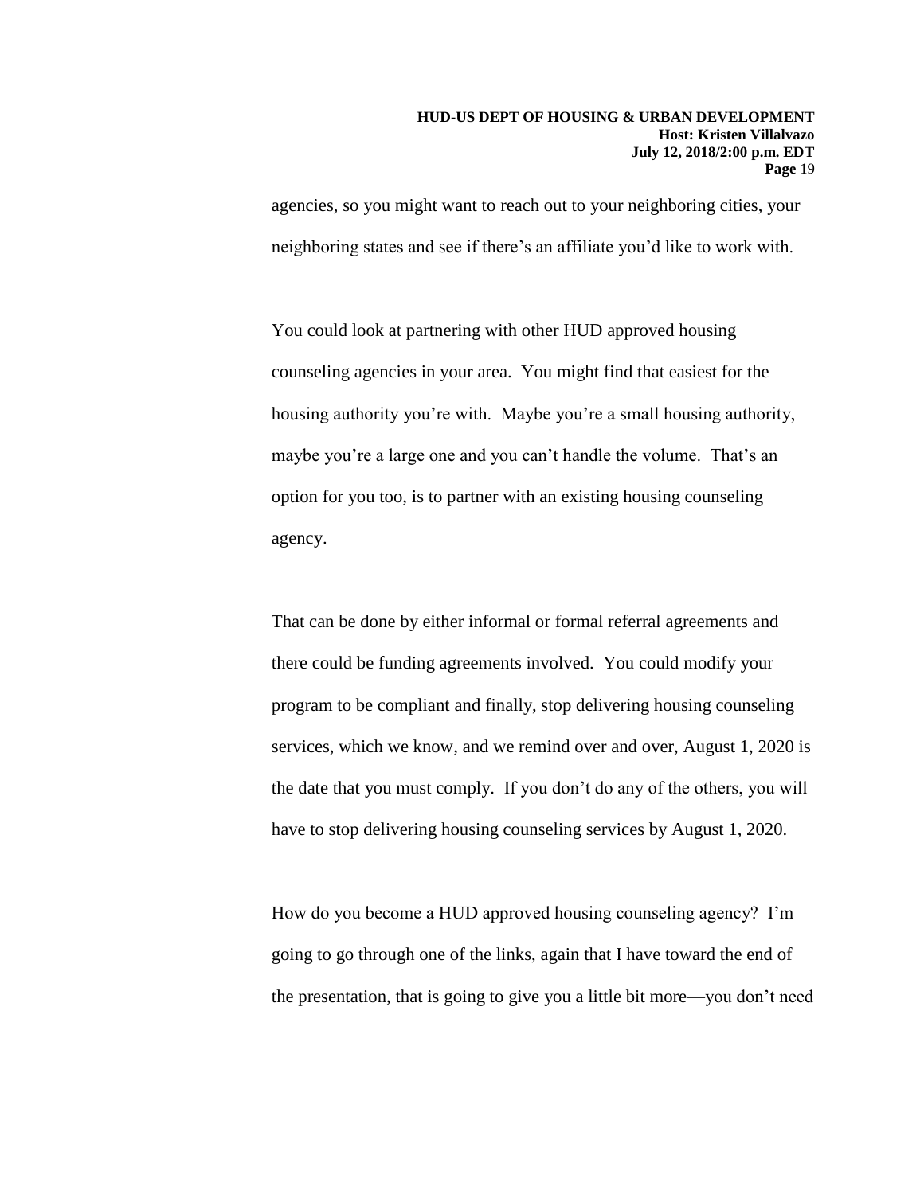agencies, so you might want to reach out to your neighboring cities, your neighboring states and see if there's an affiliate you'd like to work with.

You could look at partnering with other HUD approved housing counseling agencies in your area. You might find that easiest for the housing authority you're with. Maybe you're a small housing authority, maybe you're a large one and you can't handle the volume. That's an option for you too, is to partner with an existing housing counseling agency.

That can be done by either informal or formal referral agreements and there could be funding agreements involved. You could modify your program to be compliant and finally, stop delivering housing counseling services, which we know, and we remind over and over, August 1, 2020 is the date that you must comply. If you don't do any of the others, you will have to stop delivering housing counseling services by August 1, 2020.

How do you become a HUD approved housing counseling agency? I'm going to go through one of the links, again that I have toward the end of the presentation, that is going to give you a little bit more—you don't need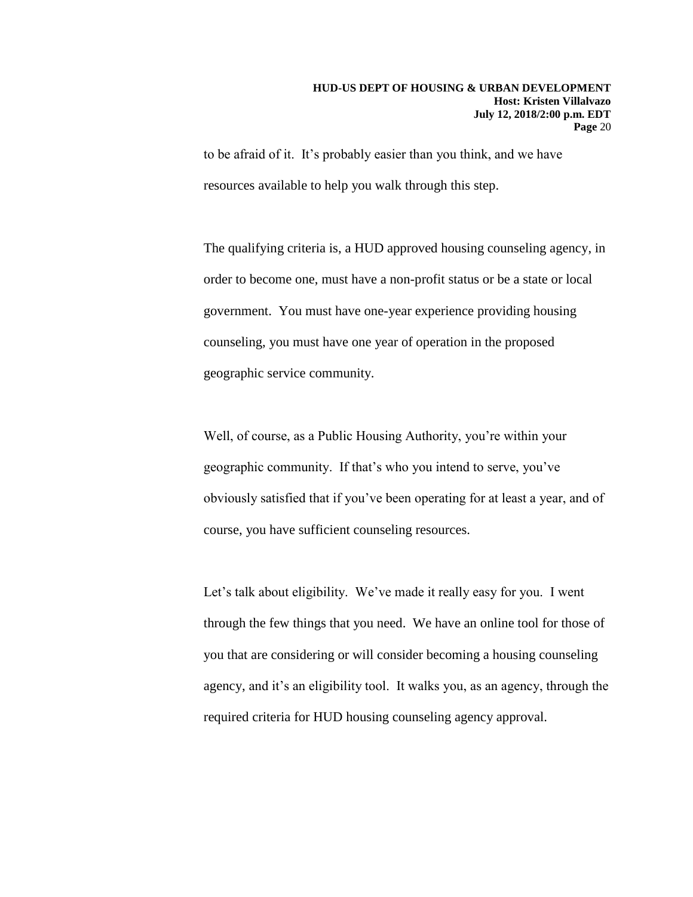to be afraid of it. It's probably easier than you think, and we have resources available to help you walk through this step.

The qualifying criteria is, a HUD approved housing counseling agency, in order to become one, must have a non-profit status or be a state or local government. You must have one-year experience providing housing counseling, you must have one year of operation in the proposed geographic service community.

Well, of course, as a Public Housing Authority, you're within your geographic community. If that's who you intend to serve, you've obviously satisfied that if you've been operating for at least a year, and of course, you have sufficient counseling resources.

Let's talk about eligibility. We've made it really easy for you. I went through the few things that you need. We have an online tool for those of you that are considering or will consider becoming a housing counseling agency, and it's an eligibility tool. It walks you, as an agency, through the required criteria for HUD housing counseling agency approval.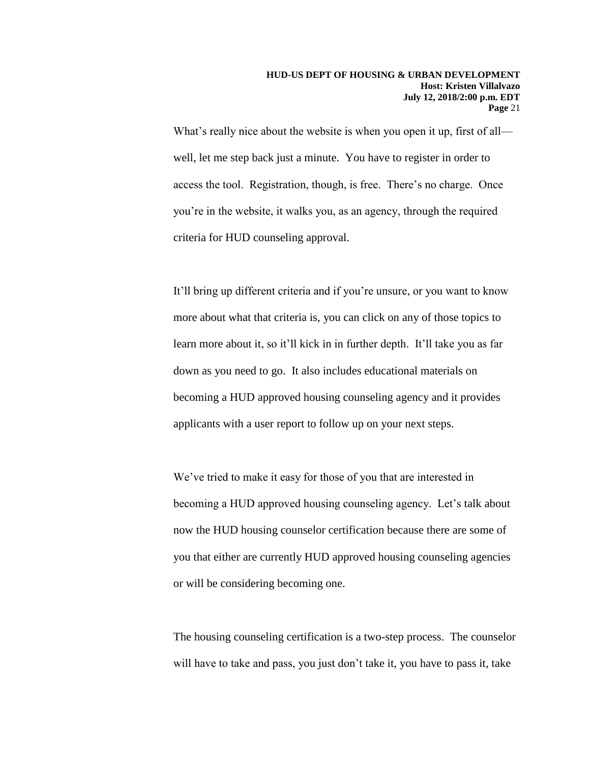What's really nice about the website is when you open it up, first of all—well, let me step back just a minute. You have to register in order to access the tool. Registration, though, is free. There's no charge. Once you're in the website, it walks you, as an agency, through the required criteria for HUD counseling approval.

It'll bring up different criteria and if you're unsure, or you want to know more about what that criteria is, you can click on any of those topics to learn more about it, so it'll kick in in further depth. It'll take you as far down as you need to go. It also includes educational materials on becoming a HUD approved housing counseling agency and it provides applicants with a user report to follow up on your next steps.

We've tried to make it easy for those of you that are interested in becoming a HUD approved housing counseling agency. Let's talk about now the HUD housing counselor certification because there are some of you that either are currently HUD approved housing counseling agencies or will be considering becoming one.

The housing counseling certification is a two-step process. The counselor will have to take and pass, you just don't take it, you have to pass it, take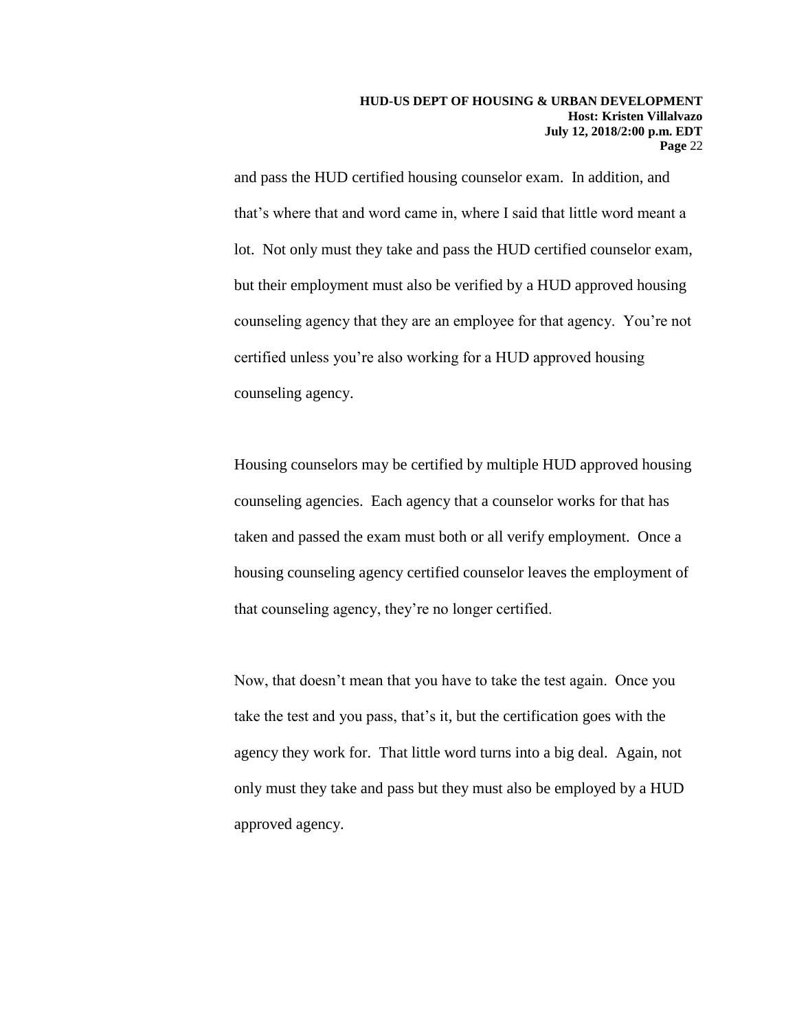and pass the HUD certified housing counselor exam. In addition, and that's where that and word came in, where I said that little word meant a lot. Not only must they take and pass the HUD certified counselor exam, but their employment must also be verified by a HUD approved housing counseling agency that they are an employee for that agency. You're not certified unless you're also working for a HUD approved housing counseling agency.

Housing counselors may be certified by multiple HUD approved housing counseling agencies. Each agency that a counselor works for that has taken and passed the exam must both or all verify employment. Once a housing counseling agency certified counselor leaves the employment of that counseling agency, they're no longer certified.

Now, that doesn't mean that you have to take the test again. Once you take the test and you pass, that's it, but the certification goes with the agency they work for. That little word turns into a big deal. Again, not only must they take and pass but they must also be employed by a HUD approved agency.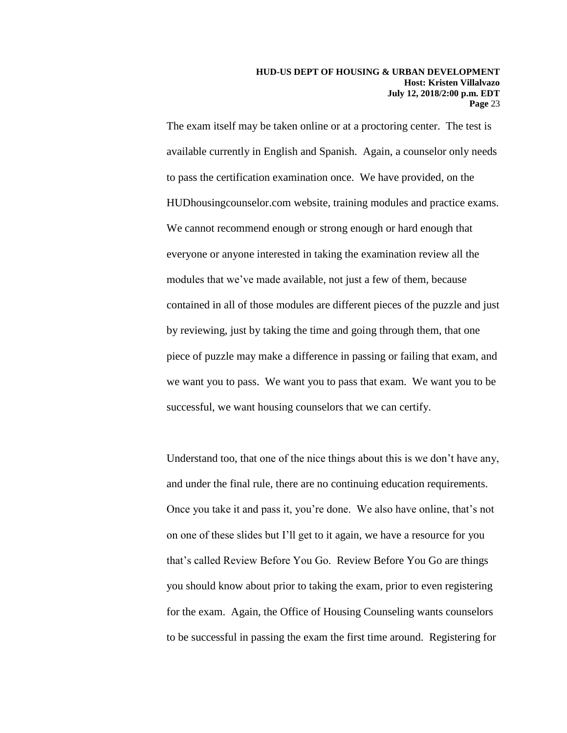The exam itself may be taken online or at a proctoring center. The test is available currently in English and Spanish. Again, a counselor only needs to pass the certification examination once. We have provided, on the HUDhousingcounselor.com website, training modules and practice exams. We cannot recommend enough or strong enough or hard enough that everyone or anyone interested in taking the examination review all the modules that we've made available, not just a few of them, because contained in all of those modules are different pieces of the puzzle and just by reviewing, just by taking the time and going through them, that one piece of puzzle may make a difference in passing or failing that exam, and we want you to pass. We want you to pass that exam. We want you to be successful, we want housing counselors that we can certify.

Understand too, that one of the nice things about this is we don't have any, and under the final rule, there are no continuing education requirements. Once you take it and pass it, you're done. We also have online, that's not on one of these slides but I'll get to it again, we have a resource for you that's called Review Before You Go. Review Before You Go are things you should know about prior to taking the exam, prior to even registering for the exam. Again, the Office of Housing Counseling wants counselors to be successful in passing the exam the first time around. Registering for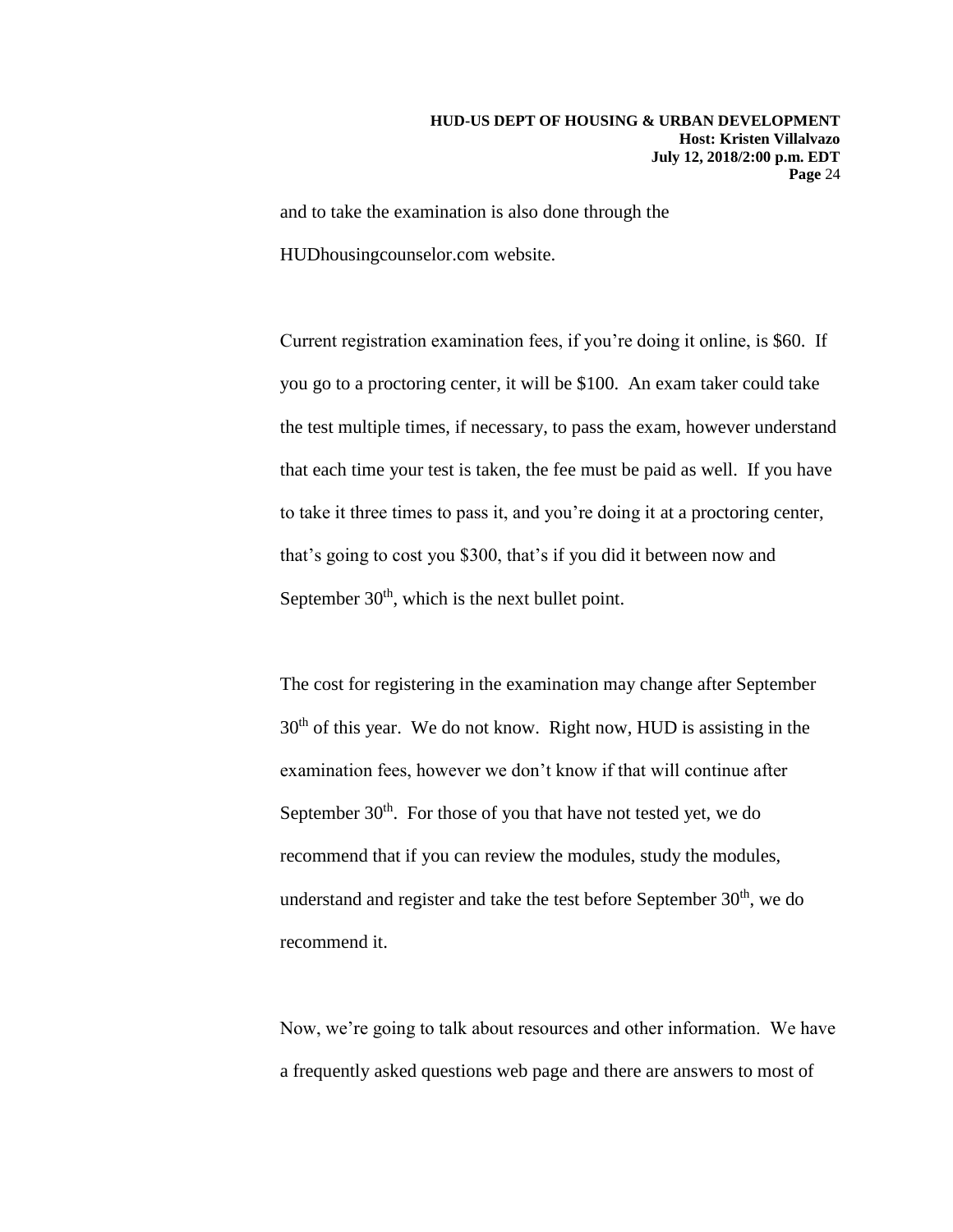and to take the examination is also done through the HUDhousingcounselor.com website.

Current registration examination fees, if you're doing it online, is $60. If you go to a proctoring center, it will be $100. An exam taker could take the test multiple times, if necessary, to pass the exam, however understand that each time your test is taken, the fee must be paid as well. If you have to take it three times to pass it, and you're doing it at a proctoring center, that's going to cost you $300, that's if you did it between now and September 30th, which is the next bullet point.

The cost for registering in the examination may change after September 30th of this year. We do not know. Right now, HUD is assisting in the examination fees, however we don't know if that will continue after September 30th. For those of you that have not tested yet, we do recommend that if you can review the modules, study the modules, understand and register and take the test before September 30th, we do recommend it.

Now, we're going to talk about resources and other information. We have a frequently asked questions web page and there are answers to most of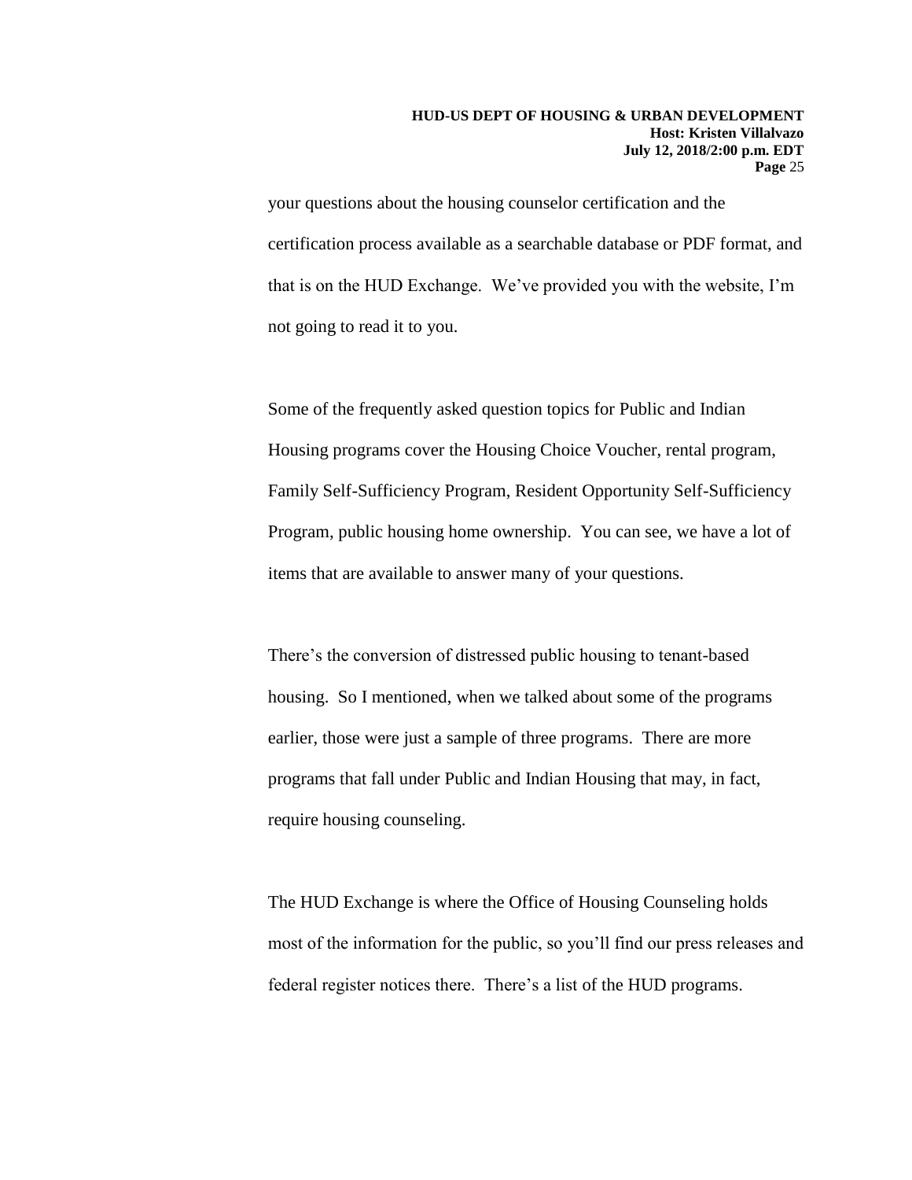your questions about the housing counselor certification and the certification process available as a searchable database or PDF format, and that is on the HUD Exchange. We've provided you with the website, I'm not going to read it to you.

Some of the frequently asked question topics for Public and Indian Housing programs cover the Housing Choice Voucher, rental program, Family Self-Sufficiency Program, Resident Opportunity Self-Sufficiency Program, public housing home ownership. You can see, we have a lot of items that are available to answer many of your questions.

There's the conversion of distressed public housing to tenant-based housing. So I mentioned, when we talked about some of the programs earlier, those were just a sample of three programs. There are more programs that fall under Public and Indian Housing that may, in fact, require housing counseling.

The HUD Exchange is where the Office of Housing Counseling holds most of the information for the public, so you'll find our press releases and federal register notices there. There's a list of the HUD programs.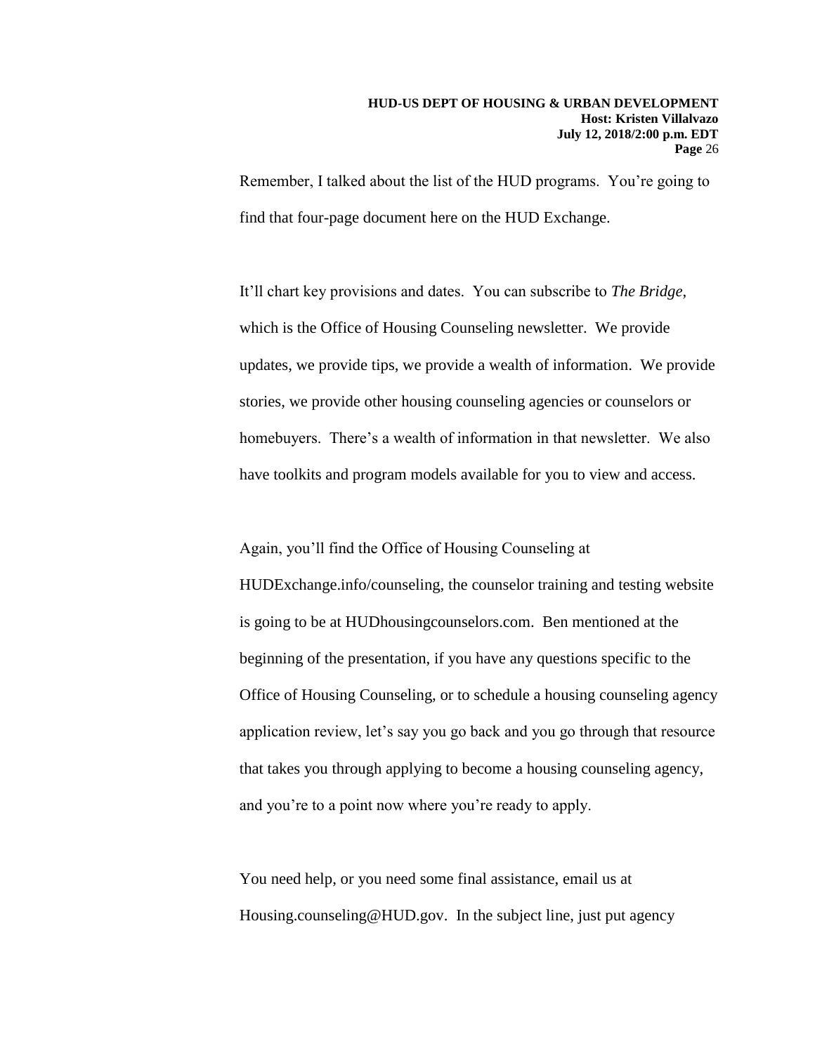Remember, I talked about the list of the HUD programs. You're going to find that four-page document here on the HUD Exchange.

It'll chart key provisions and dates. You can subscribe to *The Bridge*, which is the Office of Housing Counseling newsletter. We provide updates, we provide tips, we provide a wealth of information. We provide stories, we provide other housing counseling agencies or counselors or homebuyers. There's a wealth of information in that newsletter. We also have toolkits and program models available for you to view and access.

Again, you'll find the Office of Housing Counseling at HUDExchange.info/counseling, the counselor training and testing website is going to be at HUDhousingcounselors.com. Ben mentioned at the beginning of the presentation, if you have any questions specific to the Office of Housing Counseling, or to schedule a housing counseling agency application review, let's say you go back and you go through that resource that takes you through applying to become a housing counseling agency, and you're to a point now where you're ready to apply.

You need help, or you need some final assistance, email us at Housing.counseling@HUD.gov. In the subject line, just put agency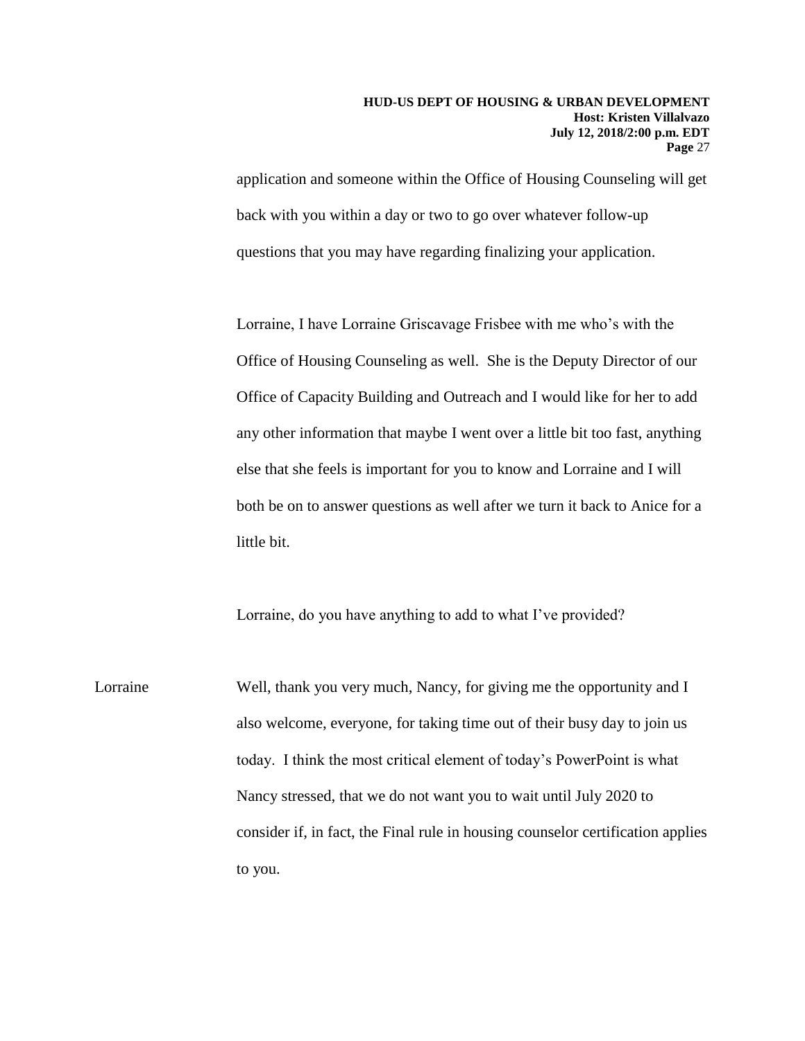application and someone within the Office of Housing Counseling will get back with you within a day or two to go over whatever follow-up questions that you may have regarding finalizing your application.

Lorraine, I have Lorraine Griscavage Frisbee with me who's with the Office of Housing Counseling as well. She is the Deputy Director of our Office of Capacity Building and Outreach and I would like for her to add any other information that maybe I went over a little bit too fast, anything else that she feels is important for you to know and Lorraine and I will both be on to answer questions as well after we turn it back to Anice for a little bit.

Lorraine, do you have anything to add to what I've provided?

Lorraine: Well, thank you very much, Nancy, for giving me the opportunity and I also welcome, everyone, for taking time out of their busy day to join us today. I think the most critical element of today's PowerPoint is what Nancy stressed, that we do not want you to wait until July 2020 to consider if, in fact, the Final rule in housing counselor certification applies to you.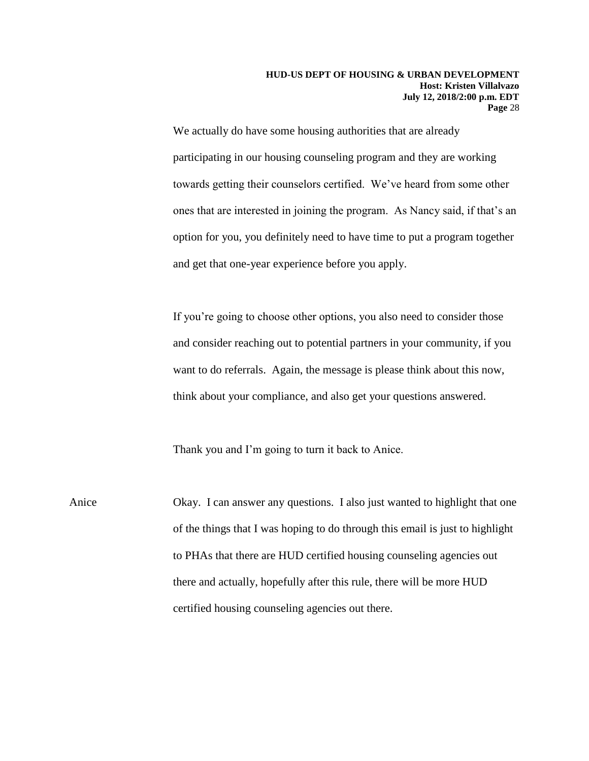We actually do have some housing authorities that are already participating in our housing counseling program and they are working towards getting their counselors certified. We've heard from some other ones that are interested in joining the program. As Nancy said, if that's an option for you, you definitely need to have time to put a program together and get that one-year experience before you apply.

If you're going to choose other options, you also need to consider those and consider reaching out to potential partners in your community, if you want to do referrals. Again, the message is please think about this now, think about your compliance, and also get your questions answered.

Thank you and I'm going to turn it back to Anice.

Anice — Okay. I can answer any questions. I also just wanted to highlight that one of the things that I was hoping to do through this email is just to highlight to PHAs that there are HUD certified housing counseling agencies out there and actually, hopefully after this rule, there will be more HUD certified housing counseling agencies out there.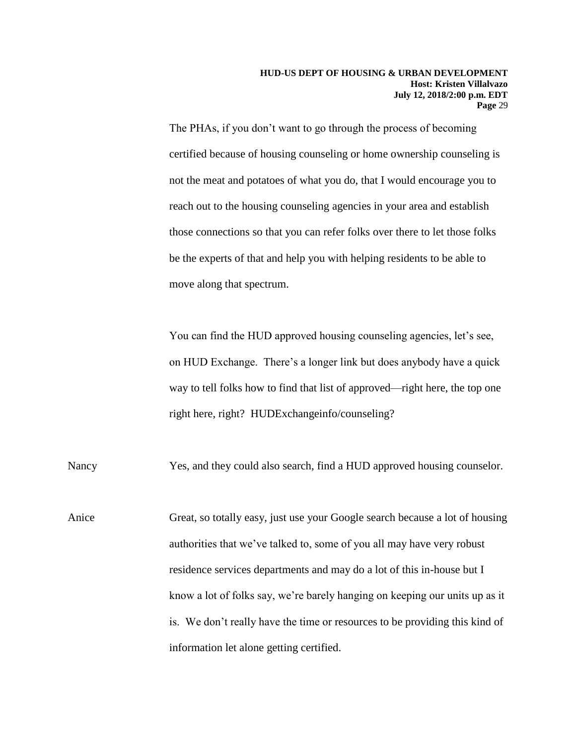The PHAs, if you don't want to go through the process of becoming certified because of housing counseling or home ownership counseling is not the meat and potatoes of what you do, that I would encourage you to reach out to the housing counseling agencies in your area and establish those connections so that you can refer folks over there to let those folks be the experts of that and help you with helping residents to be able to move along that spectrum.

You can find the HUD approved housing counseling agencies, let's see, on HUD Exchange. There's a longer link but does anybody have a quick way to tell folks how to find that list of approved—right here, the top one right here, right? HUDExchangeinfo/counseling?

Nancy: Yes, and they could also search, find a HUD approved housing counselor.

Anice: Great, so totally easy, just use your Google search because a lot of housing authorities that we've talked to, some of you all may have very robust residence services departments and may do a lot of this in-house but I know a lot of folks say, we're barely hanging on keeping our units up as it is. We don't really have the time or resources to be providing this kind of information let alone getting certified.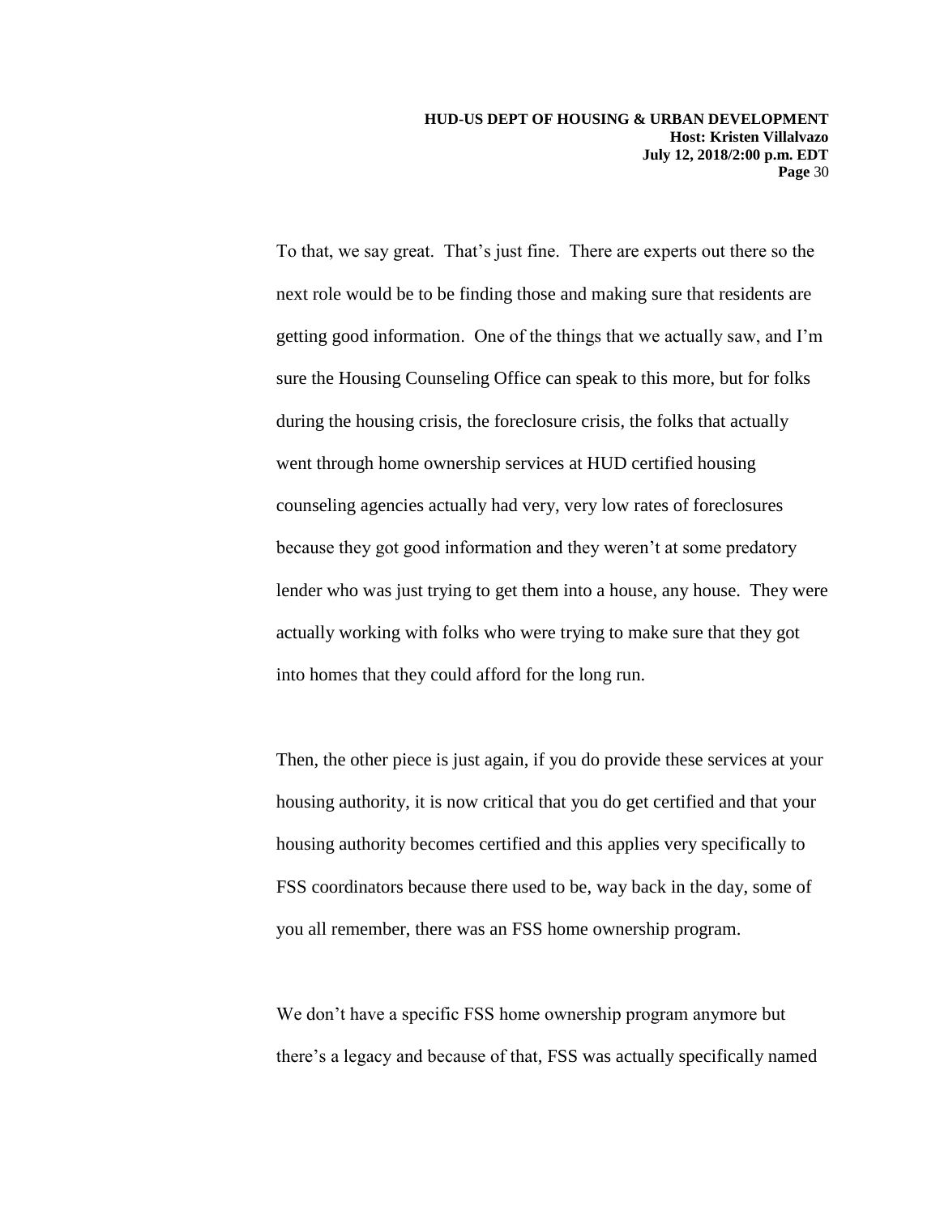To that, we say great. That's just fine. There are experts out there so the next role would be to be finding those and making sure that residents are getting good information. One of the things that we actually saw, and I'm sure the Housing Counseling Office can speak to this more, but for folks during the housing crisis, the foreclosure crisis, the folks that actually went through home ownership services at HUD certified housing counseling agencies actually had very, very low rates of foreclosures because they got good information and they weren't at some predatory lender who was just trying to get them into a house, any house. They were actually working with folks who were trying to make sure that they got into homes that they could afford for the long run.

Then, the other piece is just again, if you do provide these services at your housing authority, it is now critical that you do get certified and that your housing authority becomes certified and this applies very specifically to FSS coordinators because there used to be, way back in the day, some of you all remember, there was an FSS home ownership program.

We don't have a specific FSS home ownership program anymore but there's a legacy and because of that, FSS was actually specifically named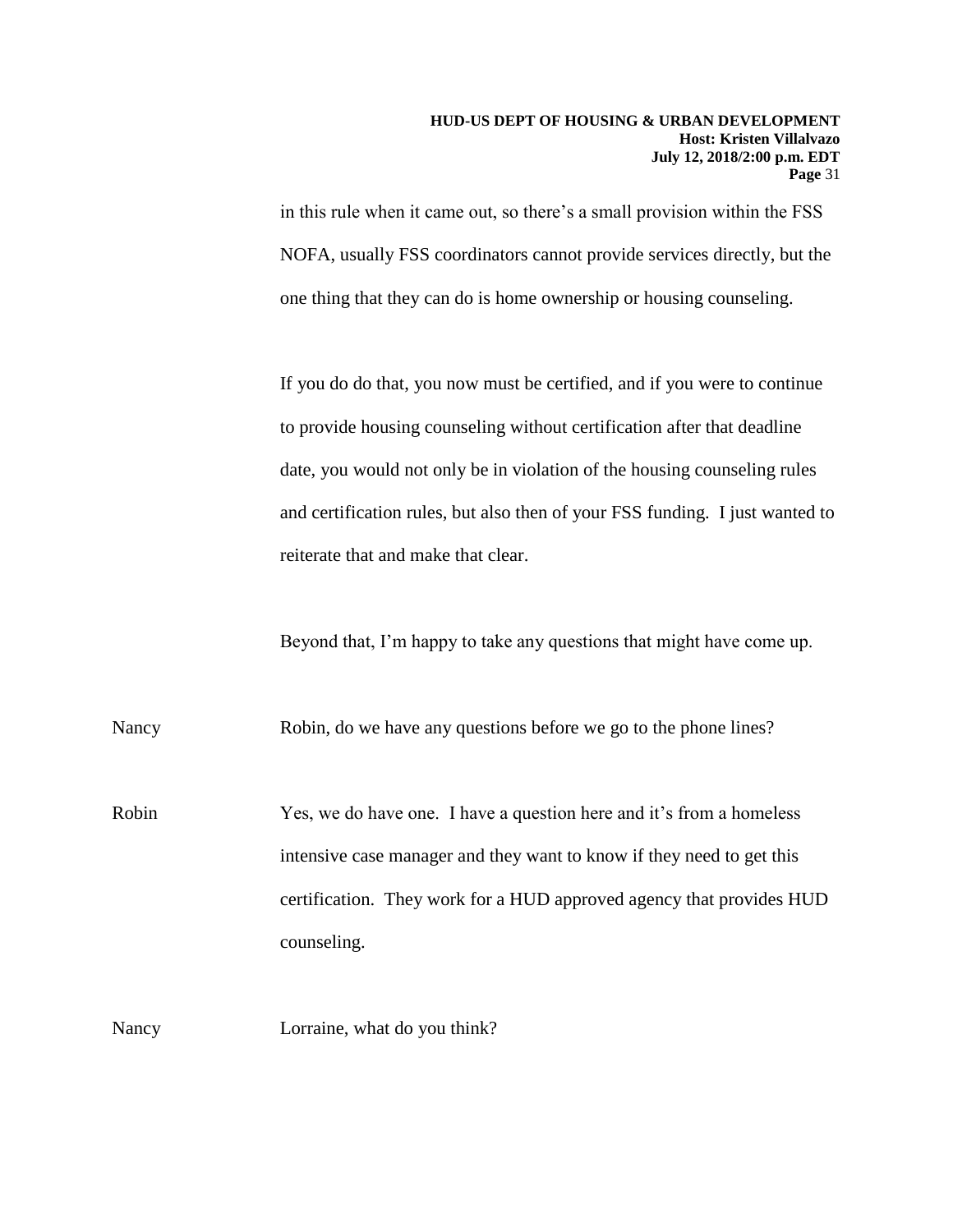in this rule when it came out, so there's a small provision within the FSS NOFA, usually FSS coordinators cannot provide services directly, but the one thing that they can do is home ownership or housing counseling.

If you do do that, you now must be certified, and if you were to continue to provide housing counseling without certification after that deadline date, you would not only be in violation of the housing counseling rules and certification rules, but also then of your FSS funding. I just wanted to reiterate that and make that clear.

Beyond that, I'm happy to take any questions that might have come up.

Nancy Robin, do we have any questions before we go to the phone lines?

Robin Yes, we do have one. I have a question here and it's from a homeless intensive case manager and they want to know if they need to get this certification. They work for a HUD approved agency that provides HUD counseling.

Nancy Lorraine, what do you think?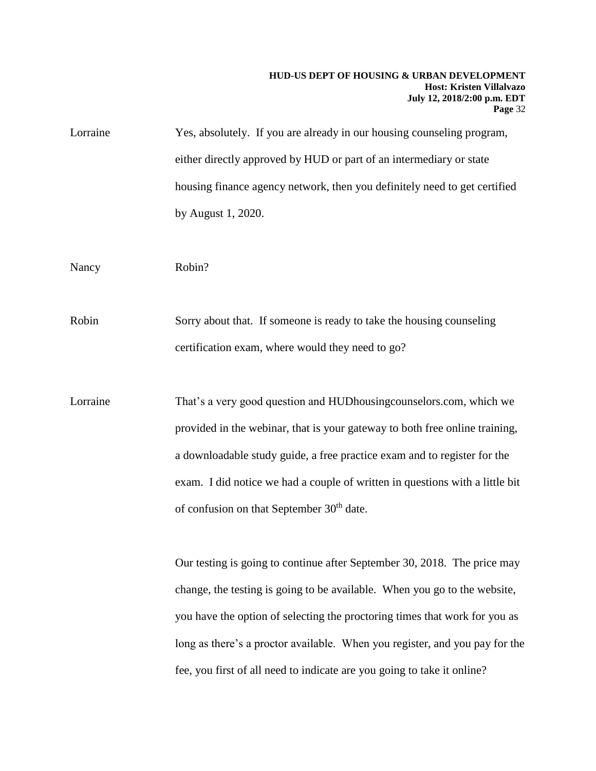Lorraine Yes, absolutely. If you are already in our housing counseling program, either directly approved by HUD or part of an intermediary or state housing finance agency network, then you definitely need to get certified by August 1, 2020.

Nancy Robin?

Robin Sorry about that. If someone is ready to take the housing counseling certification exam, where would they need to go?

Lorraine That's a very good question and HUDhousingcounselors.com, which we provided in the webinar, that is your gateway to both free online training, a downloadable study guide, a free practice exam and to register for the exam. I did notice we had a couple of written in questions with a little bit of confusion on that September 30th date.

Our testing is going to continue after September 30, 2018. The price may change, the testing is going to be available. When you go to the website, you have the option of selecting the proctoring times that work for you as long as there's a proctor available. When you register, and you pay for the fee, you first of all need to indicate are you going to take it online?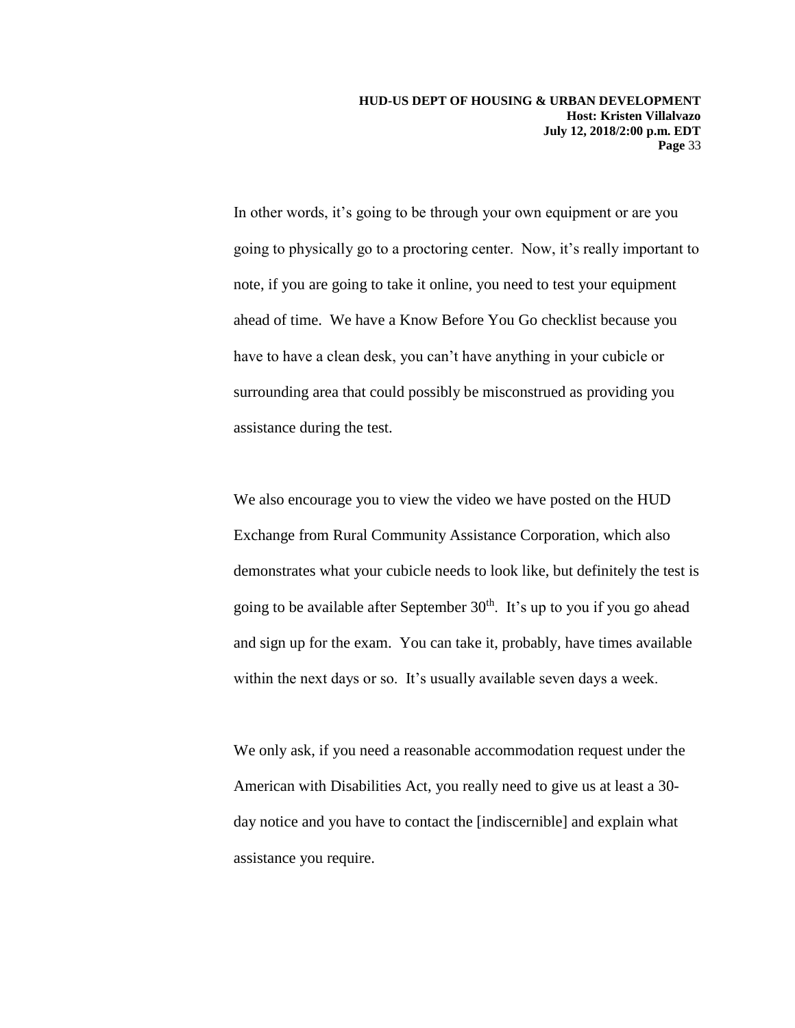In other words, it's going to be through your own equipment or are you going to physically go to a proctoring center. Now, it's really important to note, if you are going to take it online, you need to test your equipment ahead of time. We have a Know Before You Go checklist because you have to have a clean desk, you can't have anything in your cubicle or surrounding area that could possibly be misconstrued as providing you assistance during the test.

We also encourage you to view the video we have posted on the HUD Exchange from Rural Community Assistance Corporation, which also demonstrates what your cubicle needs to look like, but definitely the test is going to be available after September 30th. It's up to you if you go ahead and sign up for the exam. You can take it, probably, have times available within the next days or so. It's usually available seven days a week.

We only ask, if you need a reasonable accommodation request under the American with Disabilities Act, you really need to give us at least a 30-day notice and you have to contact the [indiscernible] and explain what assistance you require.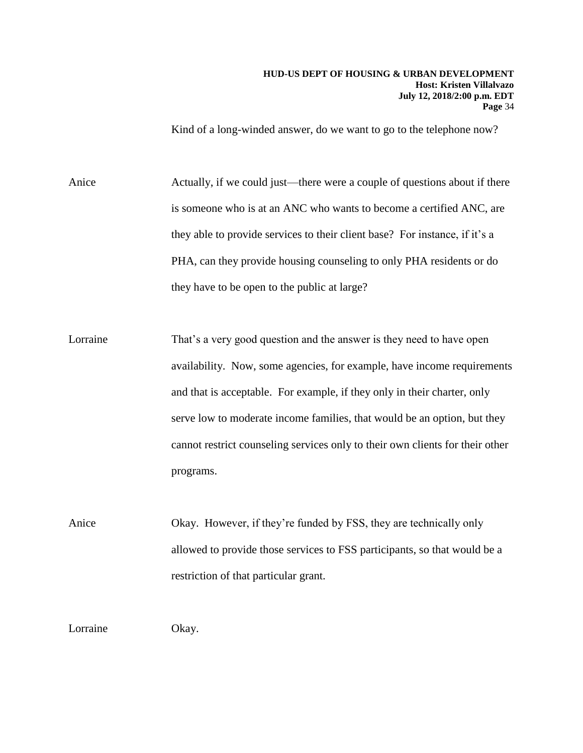Kind of a long-winded answer, do we want to go to the telephone now?

Anice Actually, if we could just—there were a couple of questions about if there is someone who is at an ANC who wants to become a certified ANC, are they able to provide services to their client base? For instance, if it's a PHA, can they provide housing counseling to only PHA residents or do they have to be open to the public at large?

Lorraine That's a very good question and the answer is they need to have open availability. Now, some agencies, for example, have income requirements and that is acceptable. For example, if they only in their charter, only serve low to moderate income families, that would be an option, but they cannot restrict counseling services only to their own clients for their other programs.

Anice Okay. However, if they're funded by FSS, they are technically only allowed to provide those services to FSS participants, so that would be a restriction of that particular grant.

Lorraine Okay.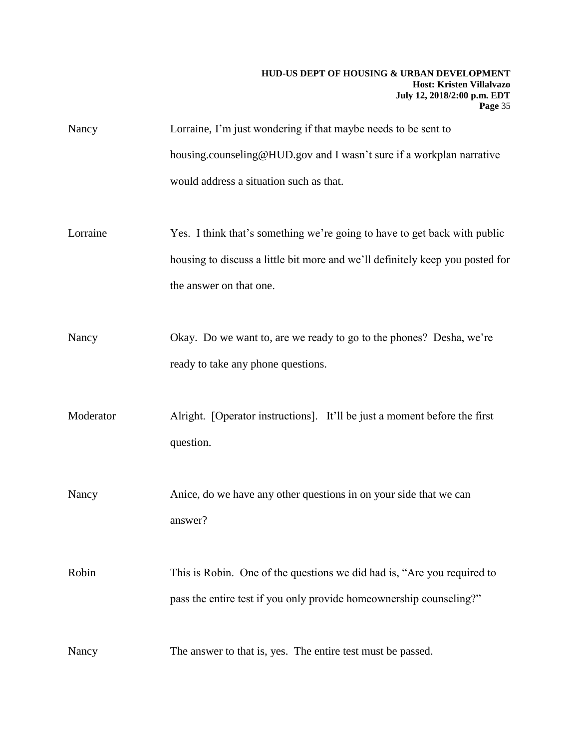Nancy Lorraine, I'm just wondering if that maybe needs to be sent to housing.counseling@HUD.gov and I wasn't sure if a workplan narrative would address a situation such as that.

Lorraine Yes. I think that's something we're going to have to get back with public housing to discuss a little bit more and we'll definitely keep you posted for the answer on that one.

Nancy Okay. Do we want to, are we ready to go to the phones? Desha, we're ready to take any phone questions.

Moderator Alright. [Operator instructions]. It'll be just a moment before the first question.

Nancy Anice, do we have any other questions in on your side that we can answer?

Robin This is Robin. One of the questions we did had is, "Are you required to pass the entire test if you only provide homeownership counseling?"

Nancy The answer to that is, yes. The entire test must be passed.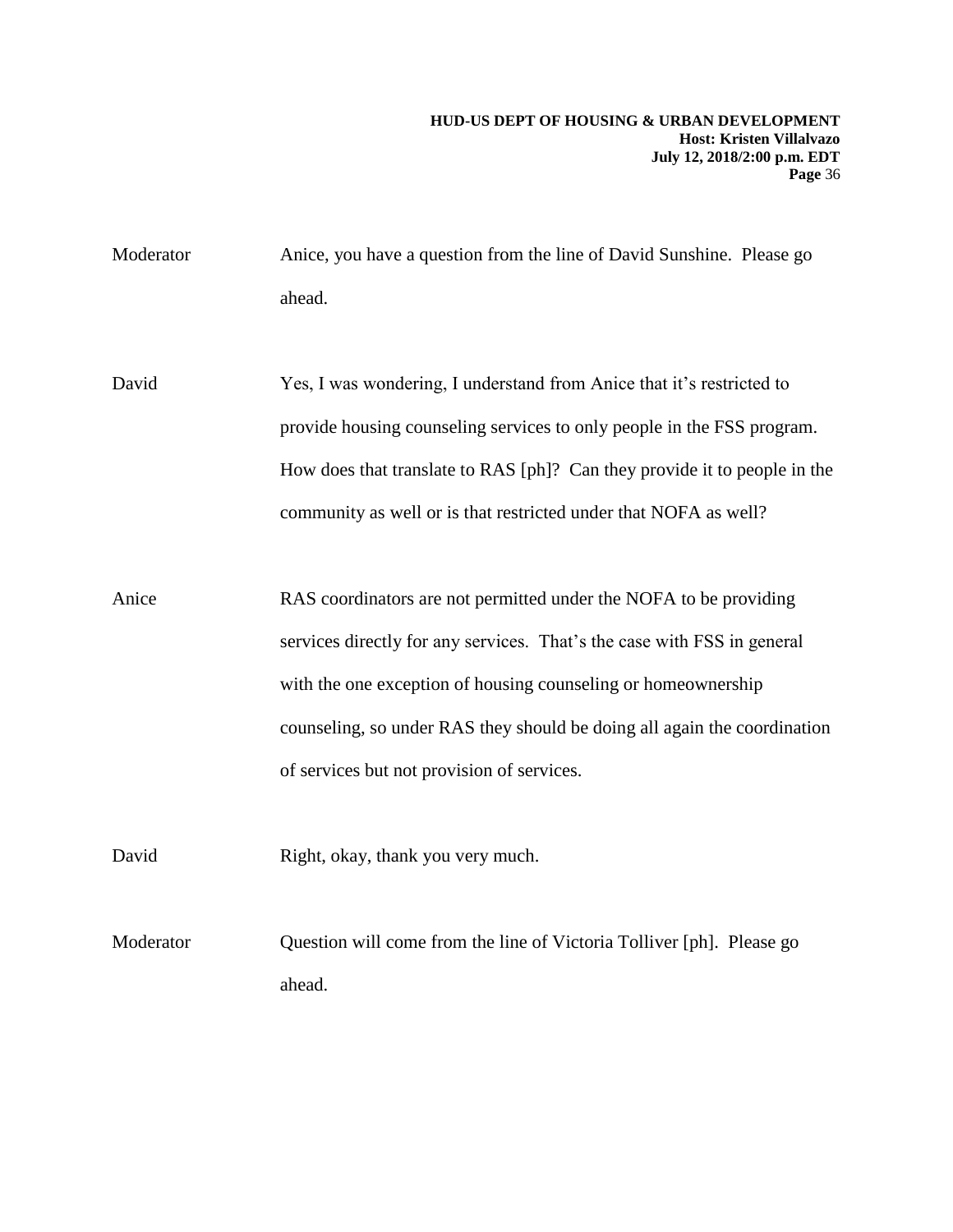Moderator Anice, you have a question from the line of David Sunshine. Please go ahead.

David Yes, I was wondering, I understand from Anice that it's restricted to provide housing counseling services to only people in the FSS program. How does that translate to RAS [ph]? Can they provide it to people in the community as well or is that restricted under that NOFA as well?

Anice RAS coordinators are not permitted under the NOFA to be providing services directly for any services. That's the case with FSS in general with the one exception of housing counseling or homeownership counseling, so under RAS they should be doing all again the coordination of services but not provision of services.

David Right, okay, thank you very much.

Moderator Question will come from the line of Victoria Tolliver [ph]. Please go ahead.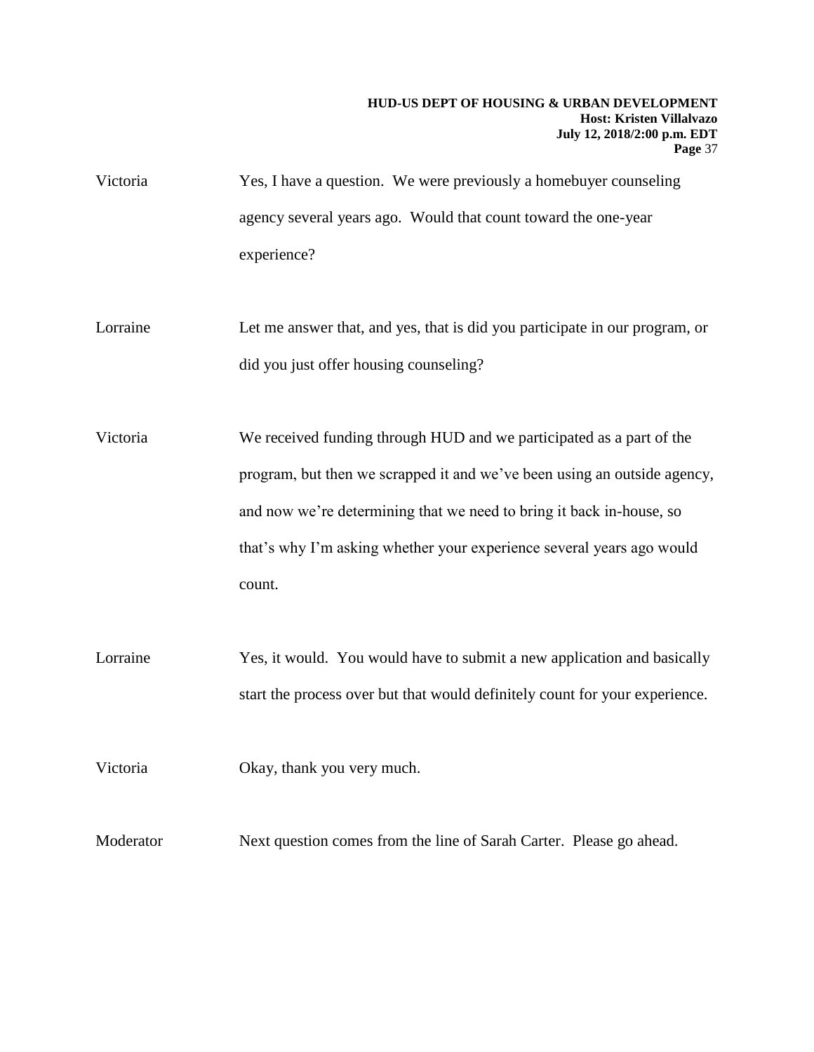Victoria Yes, I have a question. We were previously a homebuyer counseling agency several years ago. Would that count toward the one-year experience?

Lorraine Let me answer that, and yes, that is did you participate in our program, or did you just offer housing counseling?

Victoria We received funding through HUD and we participated as a part of the program, but then we scrapped it and we've been using an outside agency, and now we're determining that we need to bring it back in-house, so that's why I'm asking whether your experience several years ago would count.

Lorraine Yes, it would. You would have to submit a new application and basically start the process over but that would definitely count for your experience.

Victoria Okay, thank you very much.

Moderator Next question comes from the line of Sarah Carter. Please go ahead.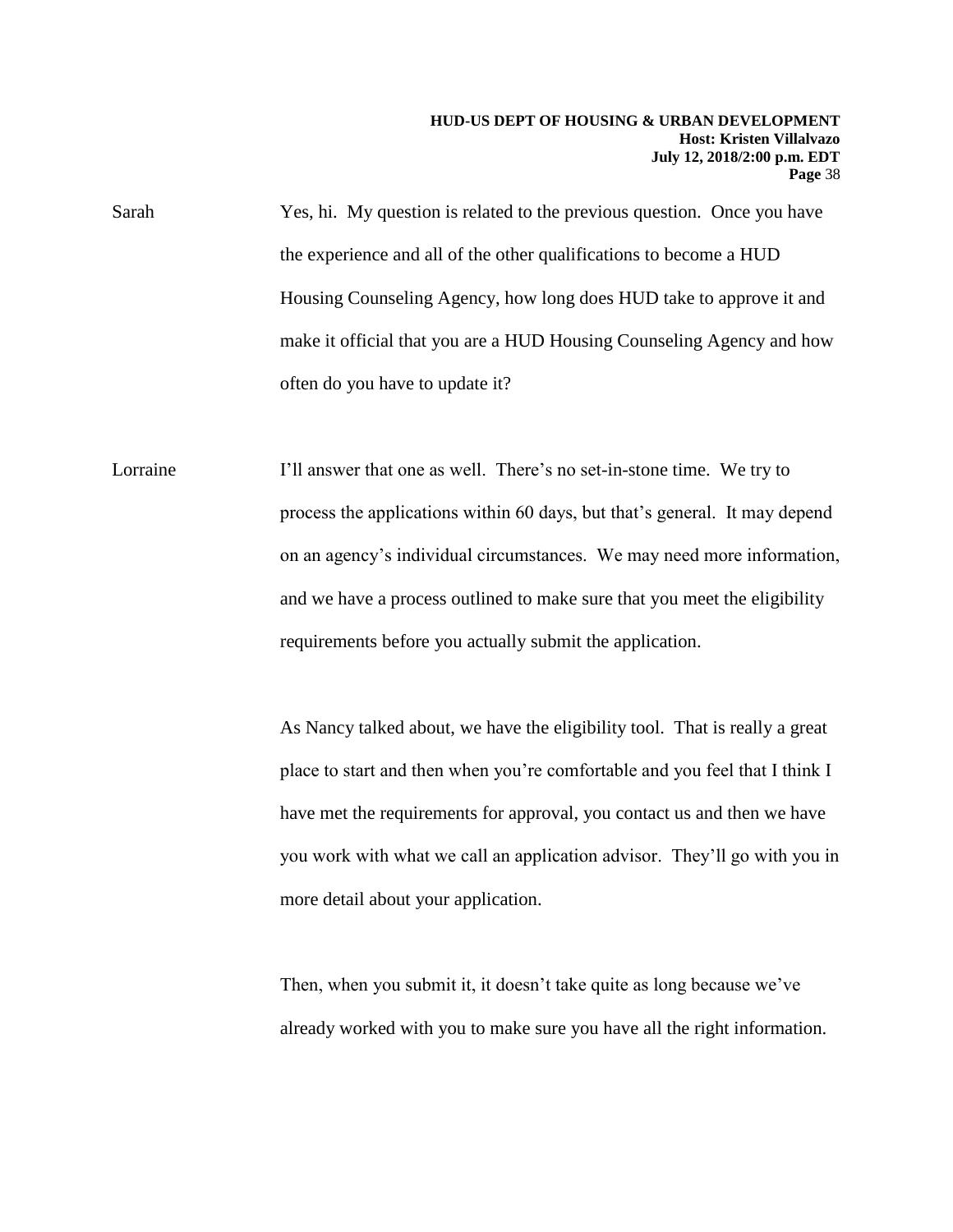Sarah Yes, hi. My question is related to the previous question. Once you have the experience and all of the other qualifications to become a HUD Housing Counseling Agency, how long does HUD take to approve it and make it official that you are a HUD Housing Counseling Agency and how often do you have to update it?

Lorraine I'll answer that one as well. There's no set-in-stone time. We try to process the applications within 60 days, but that's general. It may depend on an agency's individual circumstances. We may need more information, and we have a process outlined to make sure that you meet the eligibility requirements before you actually submit the application.

As Nancy talked about, we have the eligibility tool. That is really a great place to start and then when you're comfortable and you feel that I think I have met the requirements for approval, you contact us and then we have you work with what we call an application advisor. They'll go with you in more detail about your application.

Then, when you submit it, it doesn't take quite as long because we've already worked with you to make sure you have all the right information.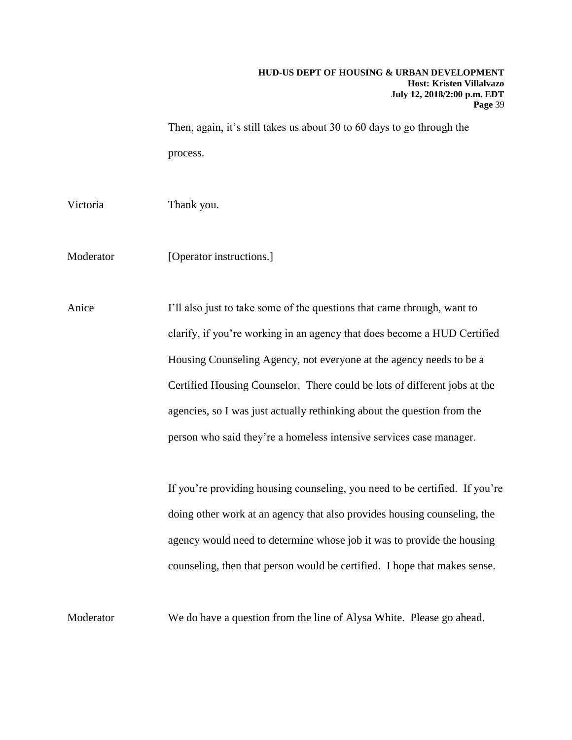Then, again, it's still takes us about 30 to 60 days to go through the process.

Victoria Thank you.

Moderator [Operator instructions.]

Anice I'll also just to take some of the questions that came through, want to clarify, if you're working in an agency that does become a HUD Certified Housing Counseling Agency, not everyone at the agency needs to be a Certified Housing Counselor. There could be lots of different jobs at the agencies, so I was just actually rethinking about the question from the person who said they're a homeless intensive services case manager.

If you're providing housing counseling, you need to be certified. If you're doing other work at an agency that also provides housing counseling, the agency would need to determine whose job it was to provide the housing counseling, then that person would be certified. I hope that makes sense.

Moderator We do have a question from the line of Alysa White. Please go ahead.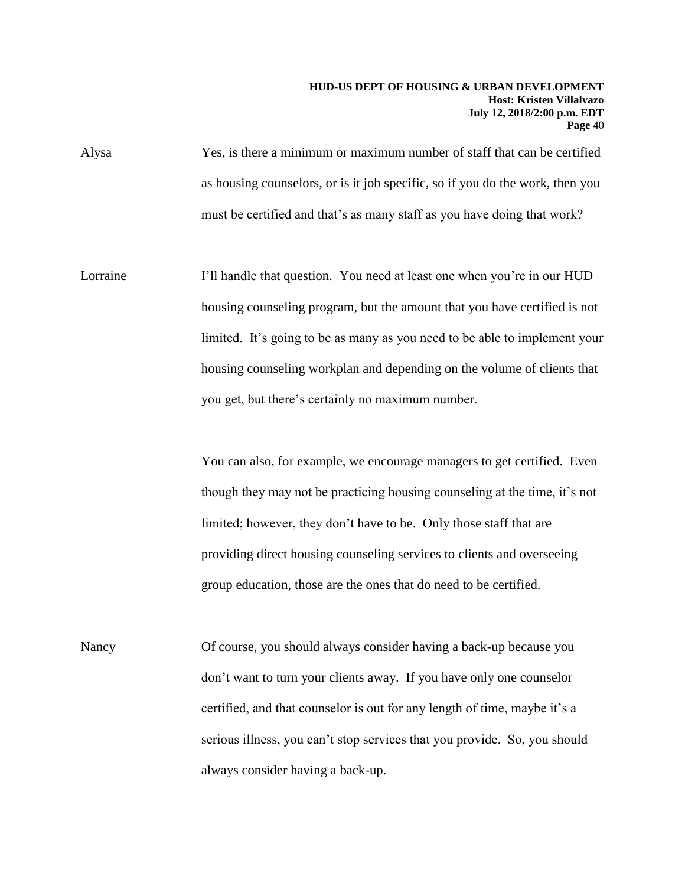Alysa Yes, is there a minimum or maximum number of staff that can be certified as housing counselors, or is it job specific, so if you do the work, then you must be certified and that's as many staff as you have doing that work?

Lorraine I'll handle that question. You need at least one when you're in our HUD housing counseling program, but the amount that you have certified is not limited. It's going to be as many as you need to be able to implement your housing counseling workplan and depending on the volume of clients that you get, but there's certainly no maximum number.

You can also, for example, we encourage managers to get certified. Even though they may not be practicing housing counseling at the time, it's not limited; however, they don't have to be. Only those staff that are providing direct housing counseling services to clients and overseeing group education, those are the ones that do need to be certified.

Nancy Of course, you should always consider having a back-up because you don't want to turn your clients away. If you have only one counselor certified, and that counselor is out for any length of time, maybe it's a serious illness, you can't stop services that you provide. So, you should always consider having a back-up.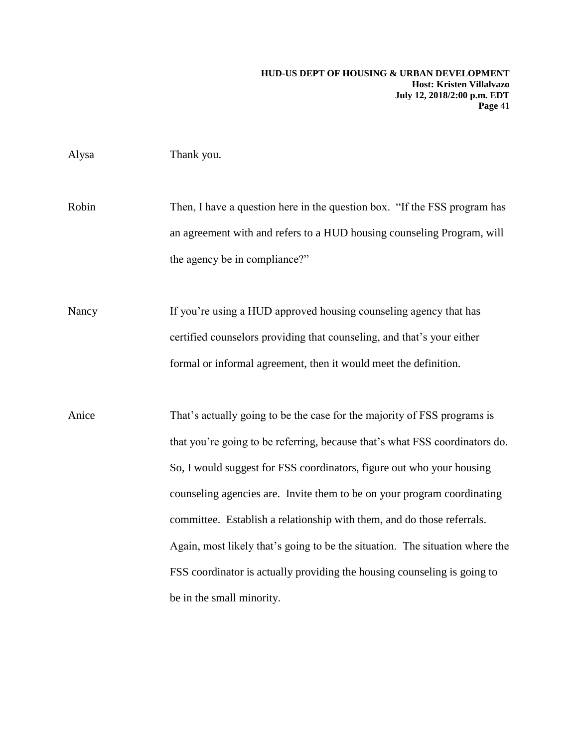Alysa Thank you.

Robin Then, I have a question here in the question box. "If the FSS program has an agreement with and refers to a HUD housing counseling Program, will the agency be in compliance?"

Nancy If you're using a HUD approved housing counseling agency that has certified counselors providing that counseling, and that's your either formal or informal agreement, then it would meet the definition.

Anice That's actually going to be the case for the majority of FSS programs is that you're going to be referring, because that's what FSS coordinators do. So, I would suggest for FSS coordinators, figure out who your housing counseling agencies are. Invite them to be on your program coordinating committee. Establish a relationship with them, and do those referrals. Again, most likely that's going to be the situation. The situation where the FSS coordinator is actually providing the housing counseling is going to be in the small minority.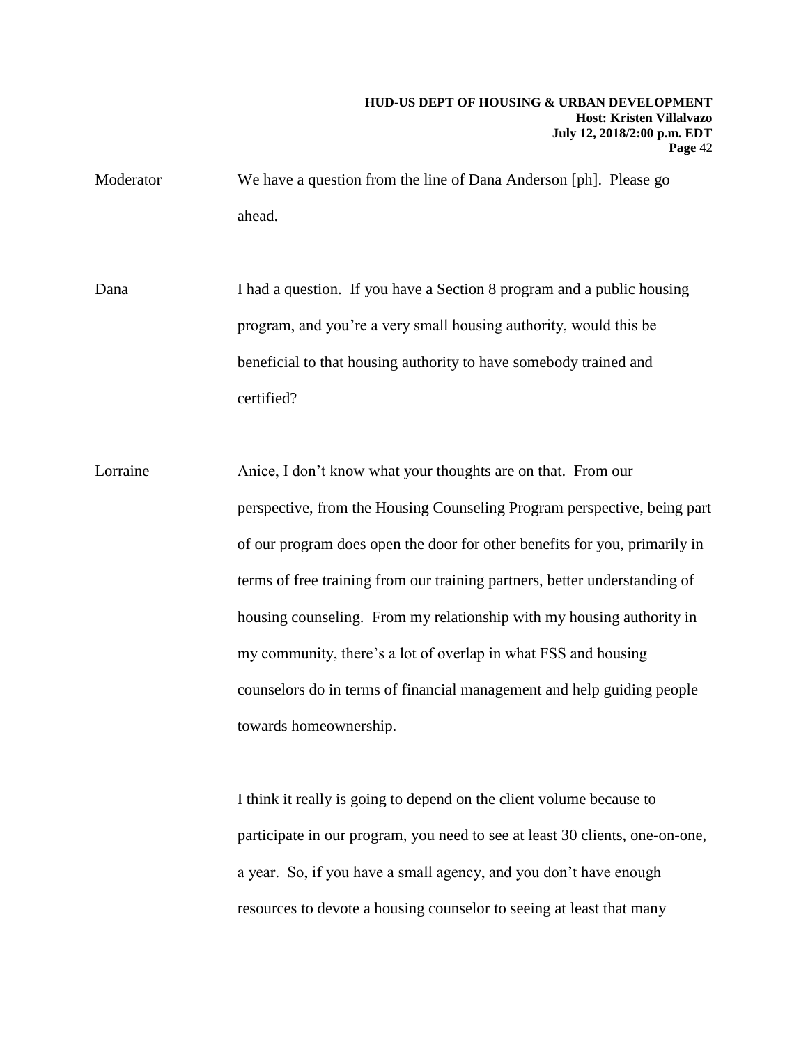Moderator We have a question from the line of Dana Anderson [ph]. Please go ahead.

Dana I had a question. If you have a Section 8 program and a public housing program, and you're a very small housing authority, would this be beneficial to that housing authority to have somebody trained and certified?

Lorraine Anice, I don't know what your thoughts are on that. From our perspective, from the Housing Counseling Program perspective, being part of our program does open the door for other benefits for you, primarily in terms of free training from our training partners, better understanding of housing counseling. From my relationship with my housing authority in my community, there's a lot of overlap in what FSS and housing counselors do in terms of financial management and help guiding people towards homeownership.

I think it really is going to depend on the client volume because to participate in our program, you need to see at least 30 clients, one-on-one, a year. So, if you have a small agency, and you don't have enough resources to devote a housing counselor to seeing at least that many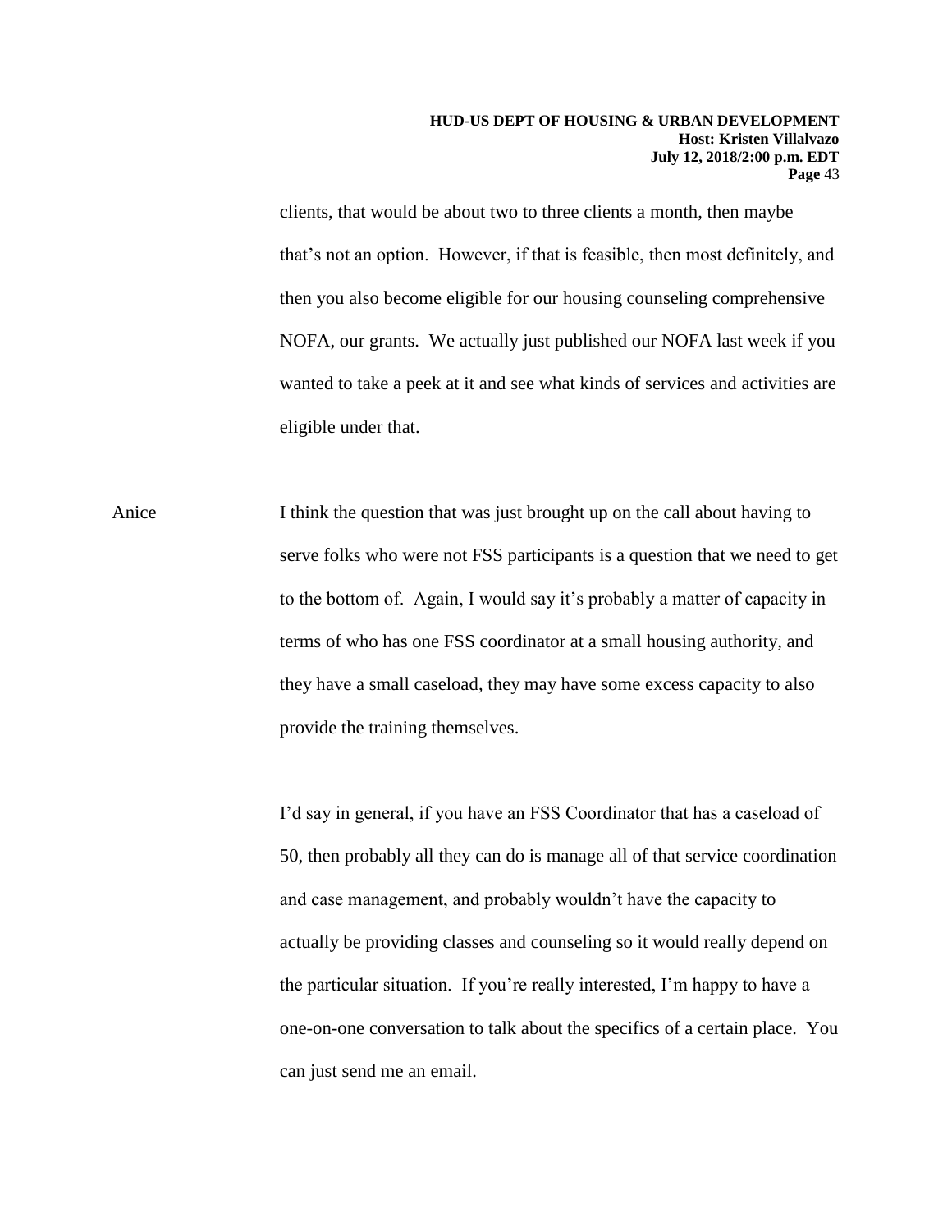clients, that would be about two to three clients a month, then maybe that's not an option. However, if that is feasible, then most definitely, and then you also become eligible for our housing counseling comprehensive NOFA, our grants. We actually just published our NOFA last week if you wanted to take a peek at it and see what kinds of services and activities are eligible under that.

Anice I think the question that was just brought up on the call about having to serve folks who were not FSS participants is a question that we need to get to the bottom of. Again, I would say it's probably a matter of capacity in terms of who has one FSS coordinator at a small housing authority, and they have a small caseload, they may have some excess capacity to also provide the training themselves.

I'd say in general, if you have an FSS Coordinator that has a caseload of 50, then probably all they can do is manage all of that service coordination and case management, and probably wouldn't have the capacity to actually be providing classes and counseling so it would really depend on the particular situation. If you're really interested, I'm happy to have a one-on-one conversation to talk about the specifics of a certain place. You can just send me an email.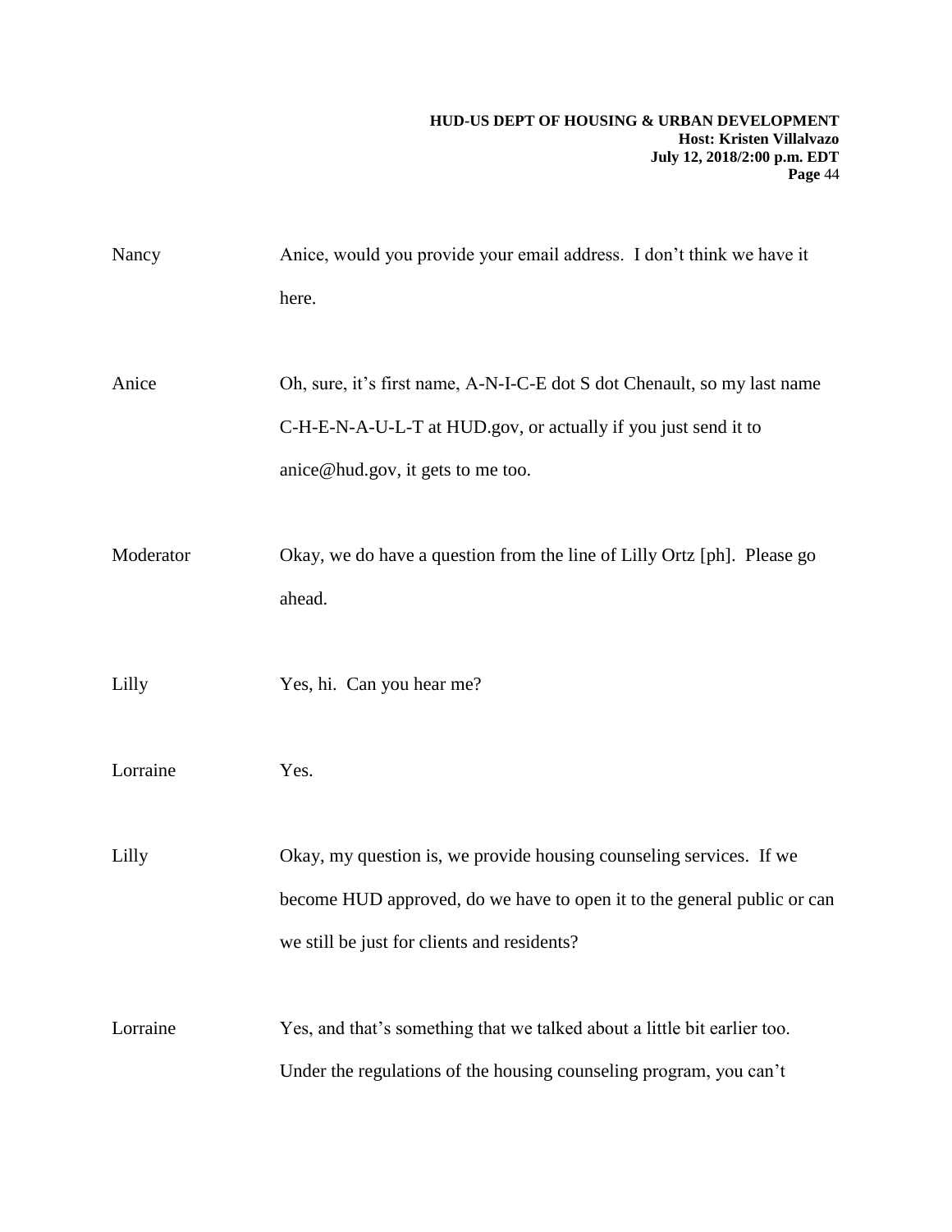Nancy Anice, would you provide your email address. I don't think we have it here.

Anice Oh, sure, it's first name, A-N-I-C-E dot S dot Chenault, so my last name C-H-E-N-A-U-L-T at HUD.gov, or actually if you just send it to anice@hud.gov, it gets to me too.

Moderator Okay, we do have a question from the line of Lilly Ortz [ph]. Please go ahead.

Lilly Yes, hi. Can you hear me?

Lorraine Yes.

Lilly Okay, my question is, we provide housing counseling services. If we become HUD approved, do we have to open it to the general public or can we still be just for clients and residents?

Lorraine Yes, and that's something that we talked about a little bit earlier too. Under the regulations of the housing counseling program, you can't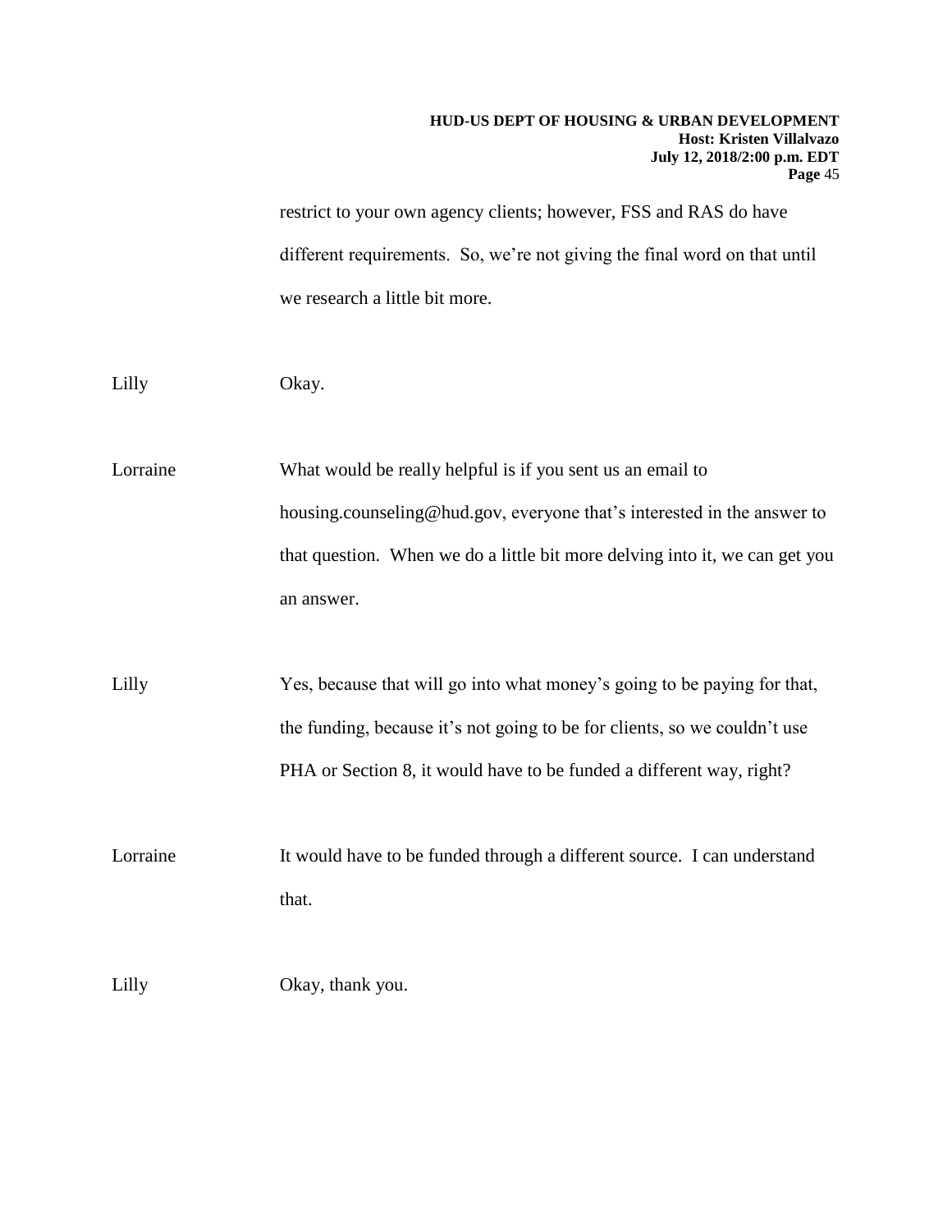restrict to your own agency clients; however, FSS and RAS do have different requirements. So, we're not giving the final word on that until we research a little bit more.

Lilly Okay.

Lorraine What would be really helpful is if you sent us an email to housing.counseling@hud.gov, everyone that's interested in the answer to that question. When we do a little bit more delving into it, we can get you an answer.

Lilly Yes, because that will go into what money's going to be paying for that, the funding, because it's not going to be for clients, so we couldn't use PHA or Section 8, it would have to be funded a different way, right?

Lorraine It would have to be funded through a different source. I can understand that.

Lilly Okay, thank you.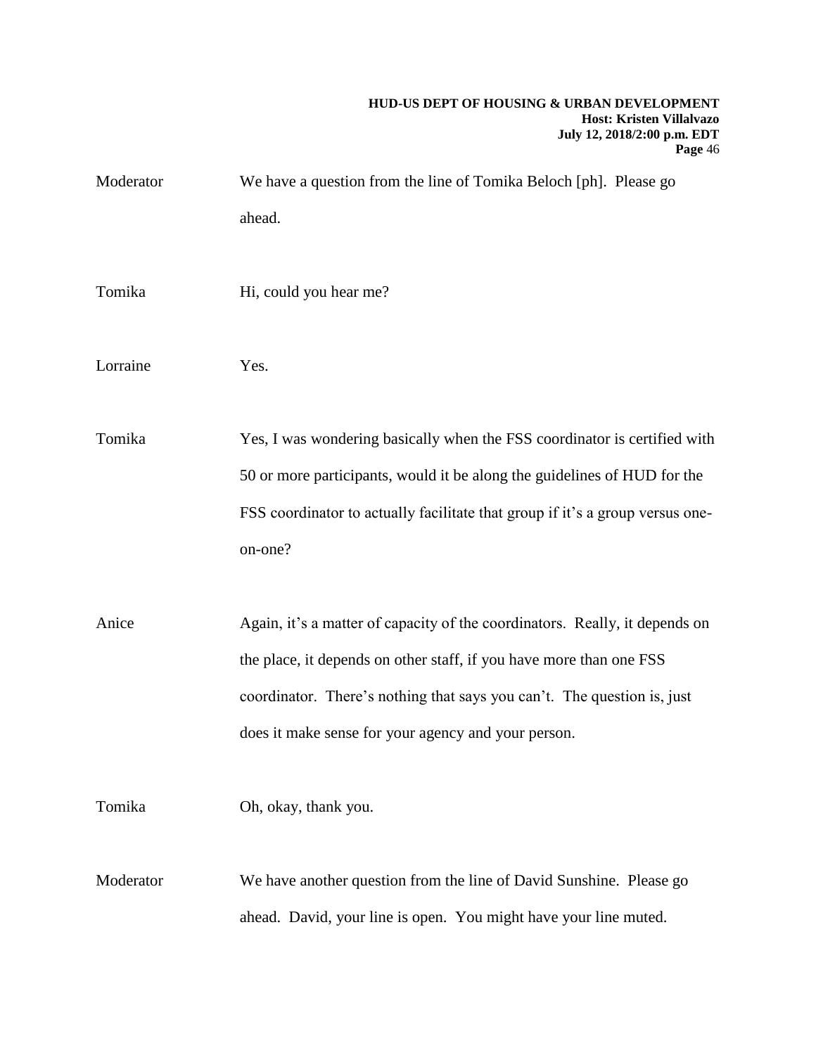Moderator We have a question from the line of Tomika Beloch [ph]. Please go ahead.

Tomika Hi, could you hear me?

Lorraine Yes.

Tomika Yes, I was wondering basically when the FSS coordinator is certified with 50 or more participants, would it be along the guidelines of HUD for the FSS coordinator to actually facilitate that group if it's a group versus one-on-one?

Anice Again, it's a matter of capacity of the coordinators. Really, it depends on the place, it depends on other staff, if you have more than one FSS coordinator. There's nothing that says you can't. The question is, just does it make sense for your agency and your person.

Tomika Oh, okay, thank you.

Moderator We have another question from the line of David Sunshine. Please go ahead. David, your line is open. You might have your line muted.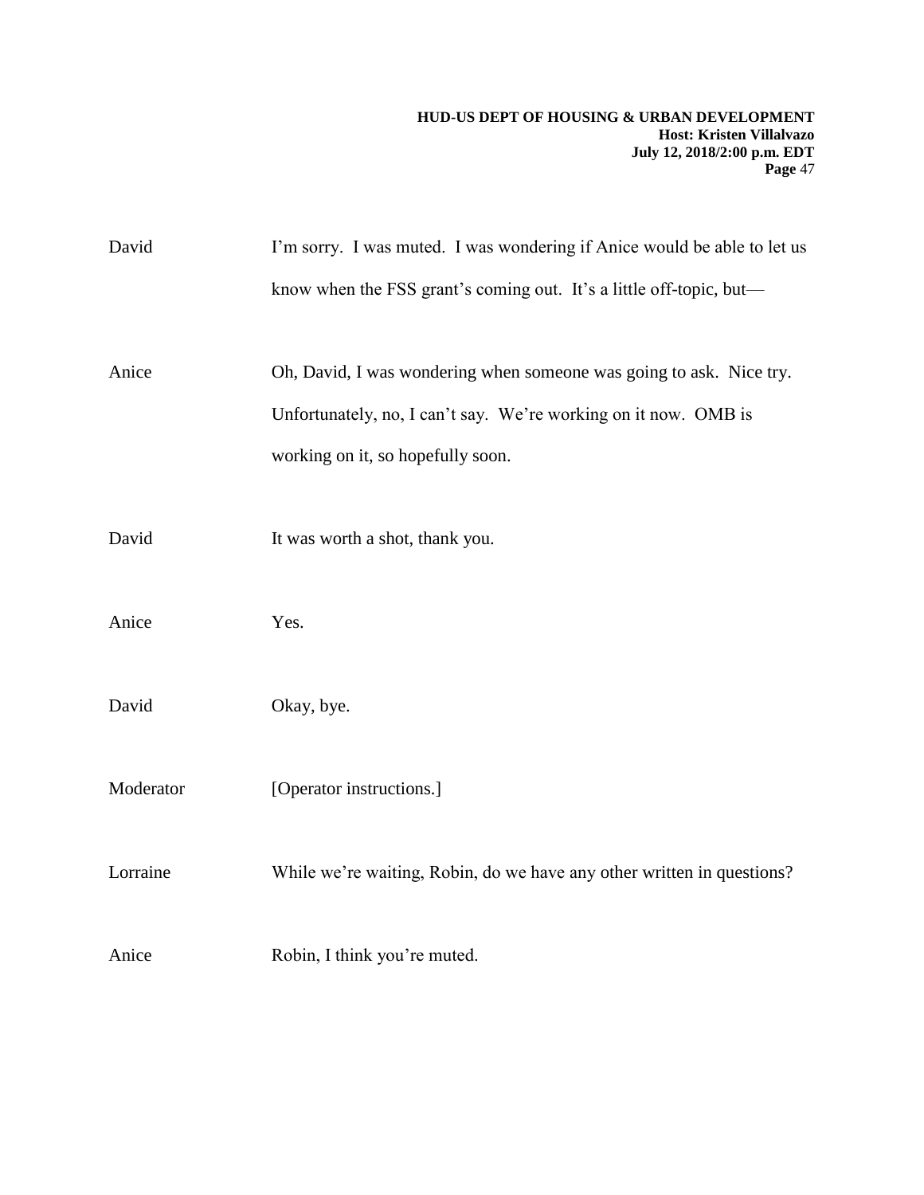David I'm sorry. I was muted. I was wondering if Anice would be able to let us know when the FSS grant's coming out. It's a little off-topic, but—

Anice Oh, David, I was wondering when someone was going to ask. Nice try. Unfortunately, no, I can't say. We're working on it now. OMB is working on it, so hopefully soon.

David It was worth a shot, thank you.

Anice Yes.

David Okay, bye.

Moderator [Operator instructions.]

Lorraine While we're waiting, Robin, do we have any other written in questions?

Anice Robin, I think you're muted.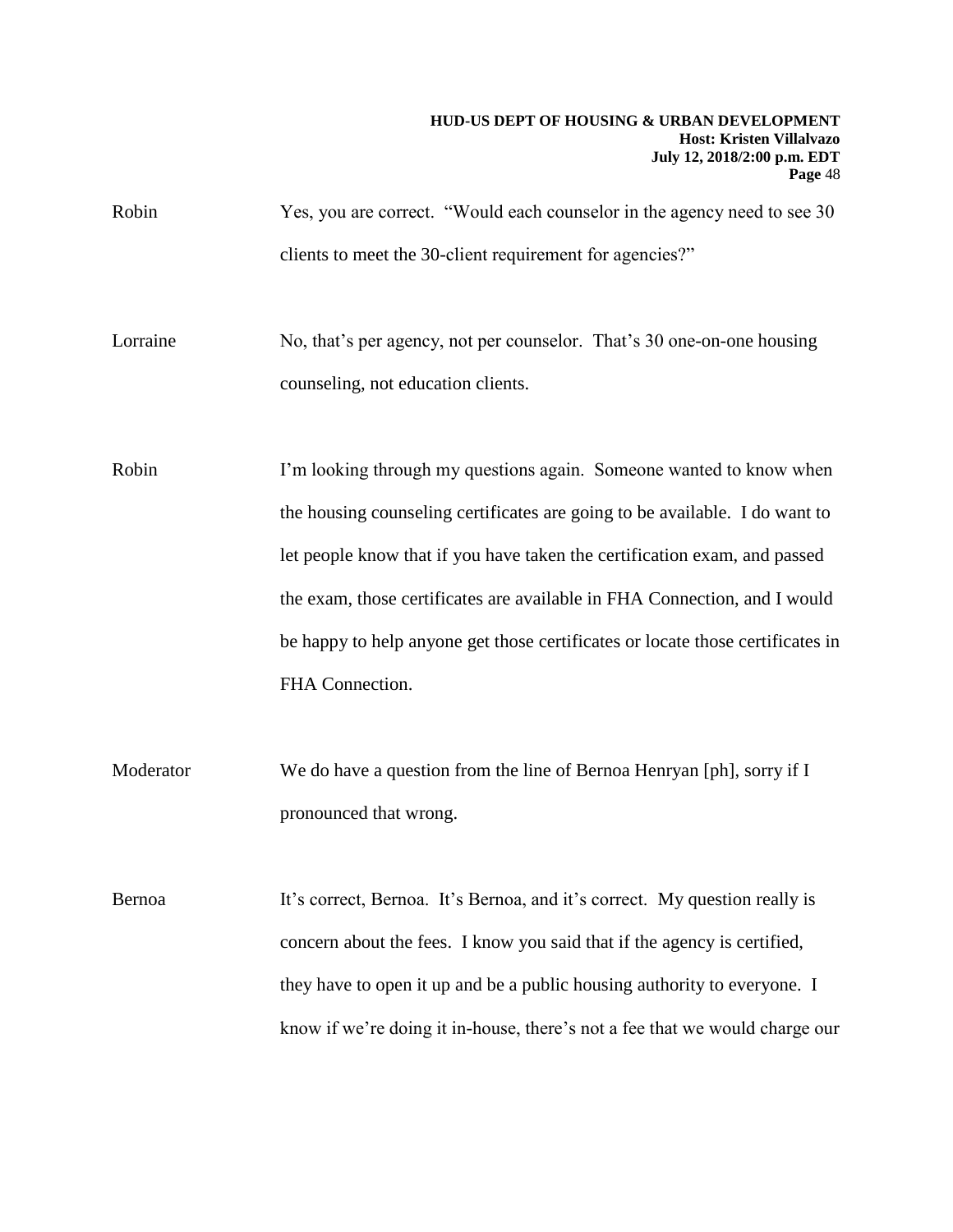Robin Yes, you are correct. "Would each counselor in the agency need to see 30 clients to meet the 30-client requirement for agencies?"

Lorraine No, that's per agency, not per counselor. That's 30 one-on-one housing counseling, not education clients.

Robin I'm looking through my questions again. Someone wanted to know when the housing counseling certificates are going to be available. I do want to let people know that if you have taken the certification exam, and passed the exam, those certificates are available in FHA Connection, and I would be happy to help anyone get those certificates or locate those certificates in FHA Connection.

Moderator We do have a question from the line of Bernoa Henryan [ph], sorry if I pronounced that wrong.

Bernoa It's correct, Bernoa. It's Bernoa, and it's correct. My question really is concern about the fees. I know you said that if the agency is certified, they have to open it up and be a public housing authority to everyone. I know if we're doing it in-house, there's not a fee that we would charge our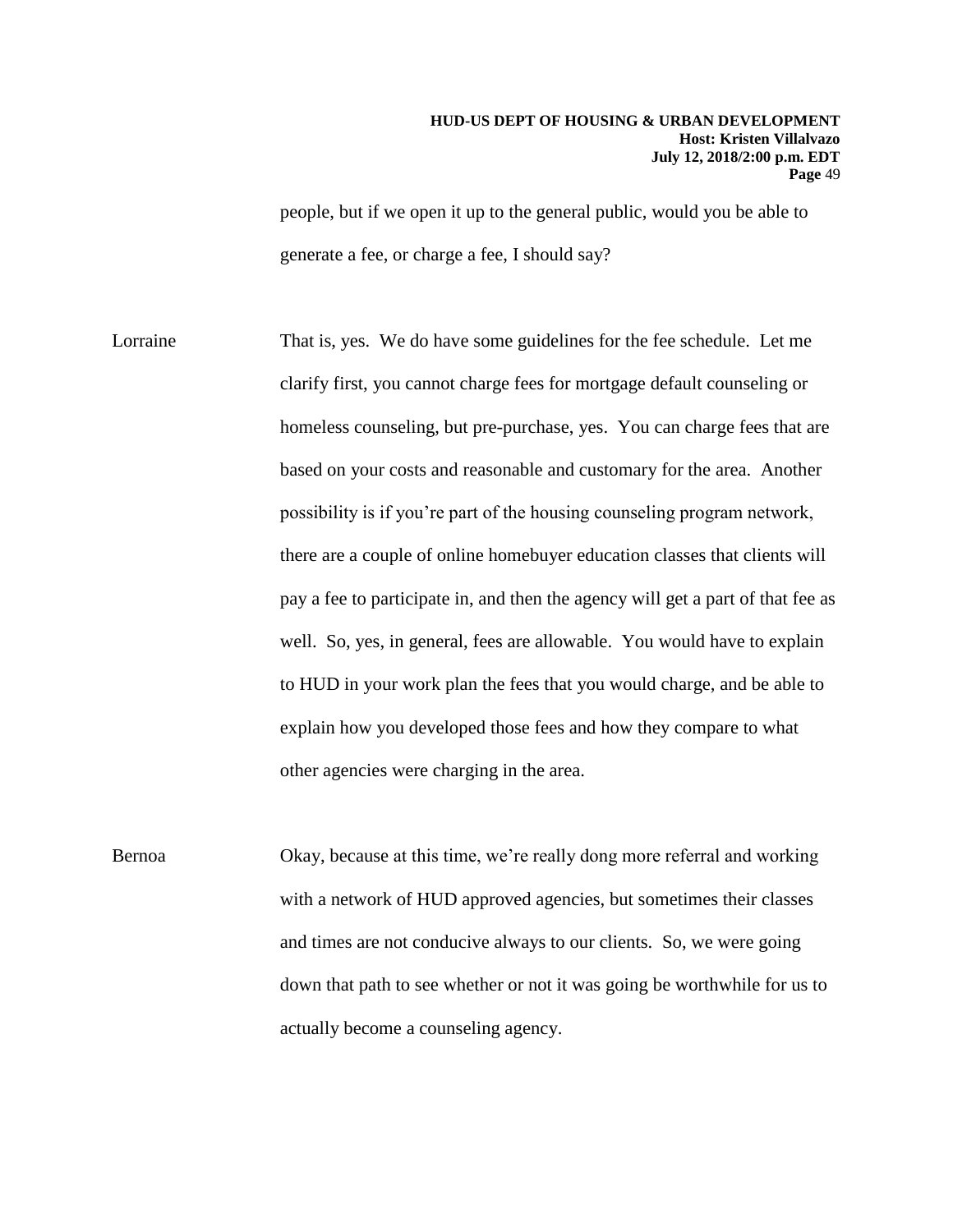people, but if we open it up to the general public, would you be able to generate a fee, or charge a fee, I should say?

Lorraine That is, yes. We do have some guidelines for the fee schedule. Let me clarify first, you cannot charge fees for mortgage default counseling or homeless counseling, but pre-purchase, yes. You can charge fees that are based on your costs and reasonable and customary for the area. Another possibility is if you're part of the housing counseling program network, there are a couple of online homebuyer education classes that clients will pay a fee to participate in, and then the agency will get a part of that fee as well. So, yes, in general, fees are allowable. You would have to explain to HUD in your work plan the fees that you would charge, and be able to explain how you developed those fees and how they compare to what other agencies were charging in the area.

Bernoa Okay, because at this time, we're really dong more referral and working with a network of HUD approved agencies, but sometimes their classes and times are not conducive always to our clients. So, we were going down that path to see whether or not it was going be worthwhile for us to actually become a counseling agency.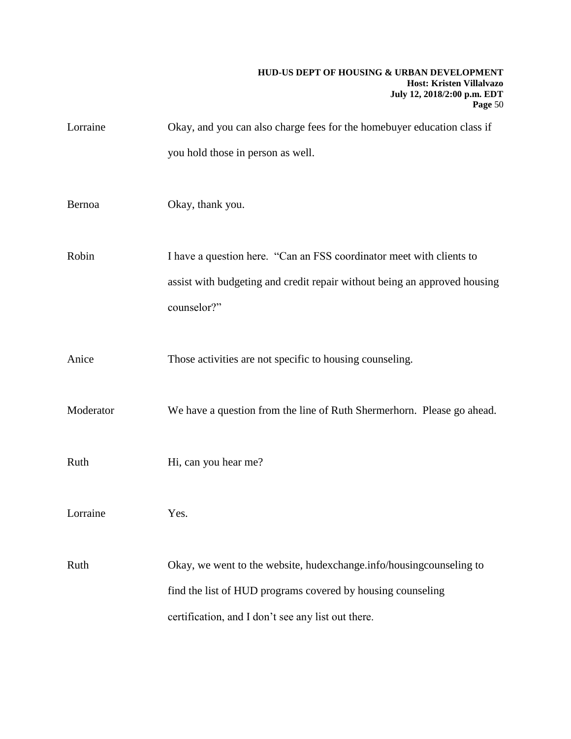Lorraine Okay, and you can also charge fees for the homebuyer education class if you hold those in person as well.

Bernoa Okay, thank you.

Robin I have a question here. "Can an FSS coordinator meet with clients to assist with budgeting and credit repair without being an approved housing counselor?"

Anice Those activities are not specific to housing counseling.

Moderator We have a question from the line of Ruth Shermerhorn. Please go ahead.

Ruth Hi, can you hear me?

Lorraine Yes.

Ruth Okay, we went to the website, hudexchange.info/housingcounseling to find the list of HUD programs covered by housing counseling certification, and I don't see any list out there.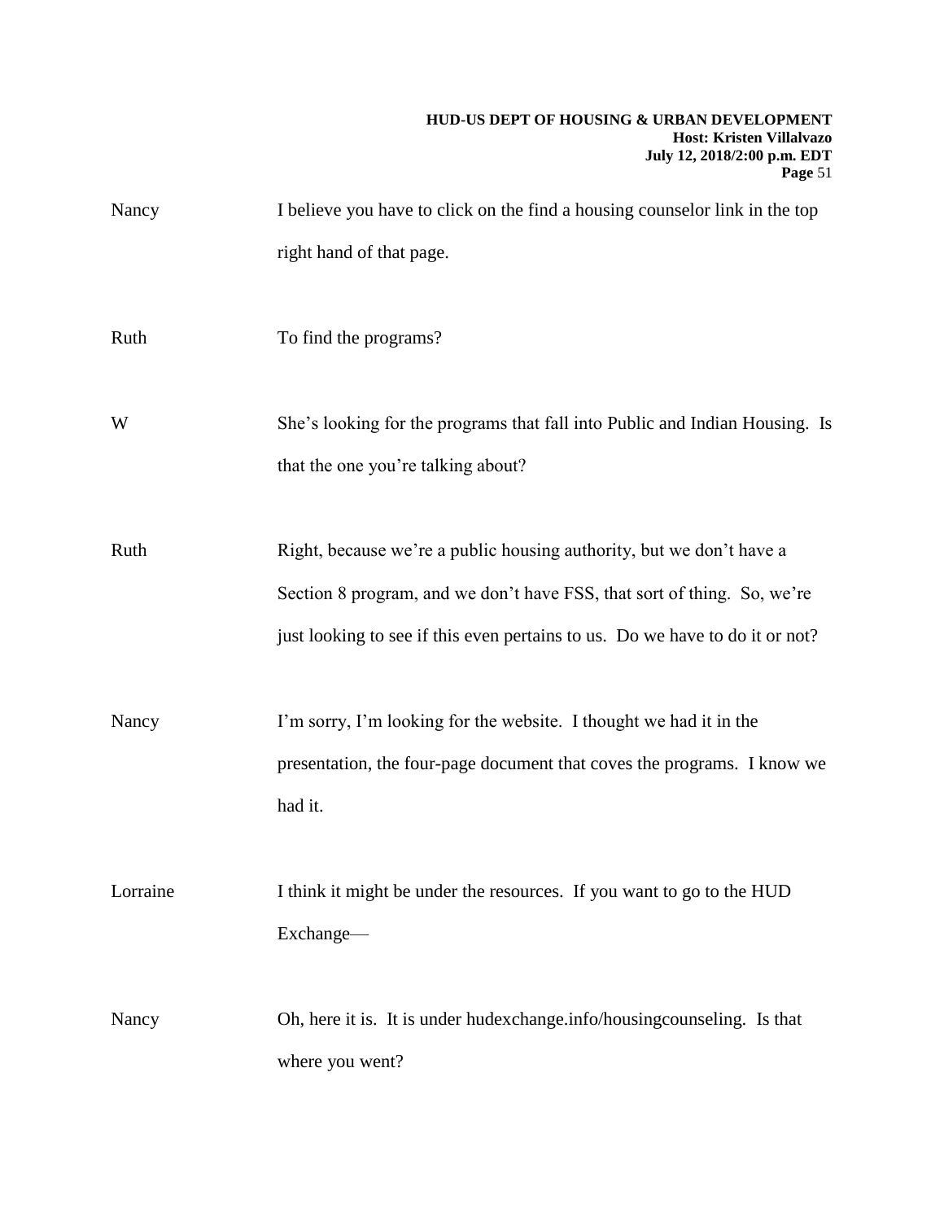Nancy I believe you have to click on the find a housing counselor link in the top right hand of that page.

Ruth To find the programs?

W She's looking for the programs that fall into Public and Indian Housing. Is that the one you're talking about?

Ruth Right, because we're a public housing authority, but we don't have a Section 8 program, and we don't have FSS, that sort of thing. So, we're just looking to see if this even pertains to us. Do we have to do it or not?

Nancy I'm sorry, I'm looking for the website. I thought we had it in the presentation, the four-page document that coves the programs. I know we had it.

Lorraine I think it might be under the resources. If you want to go to the HUD Exchange—

Nancy Oh, here it is. It is under hudexchange.info/housingcounseling. Is that where you went?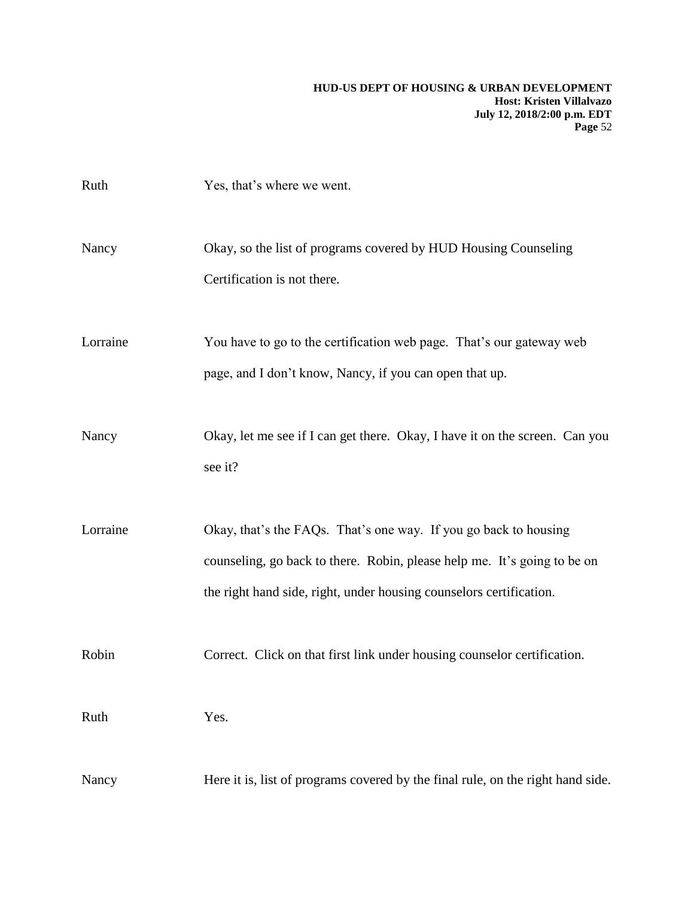Ruth Yes, that's where we went.

Nancy Okay, so the list of programs covered by HUD Housing Counseling Certification is not there.

Lorraine You have to go to the certification web page. That's our gateway web page, and I don't know, Nancy, if you can open that up.

Nancy Okay, let me see if I can get there. Okay, I have it on the screen. Can you see it?

Lorraine Okay, that's the FAQs. That's one way. If you go back to housing counseling, go back to there. Robin, please help me. It's going to be on the right hand side, right, under housing counselors certification.

Robin Correct. Click on that first link under housing counselor certification.

Ruth Yes.

Nancy Here it is, list of programs covered by the final rule, on the right hand side.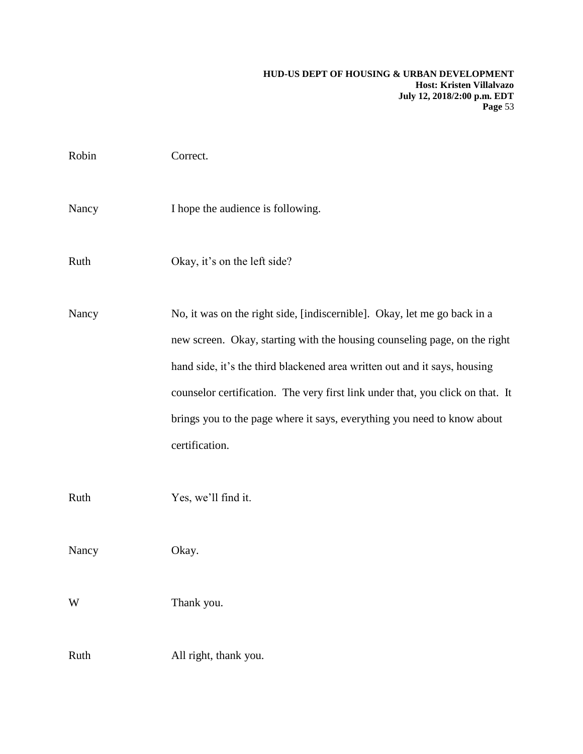Robin Correct.

Nancy I hope the audience is following.

Ruth Okay, it's on the left side?

Nancy No, it was on the right side, [indiscernible]. Okay, let me go back in a new screen. Okay, starting with the housing counseling page, on the right hand side, it's the third blackened area written out and it says, housing counselor certification. The very first link under that, you click on that. It brings you to the page where it says, everything you need to know about certification.

Ruth Yes, we'll find it.

Nancy Okay.

W Thank you.

Ruth All right, thank you.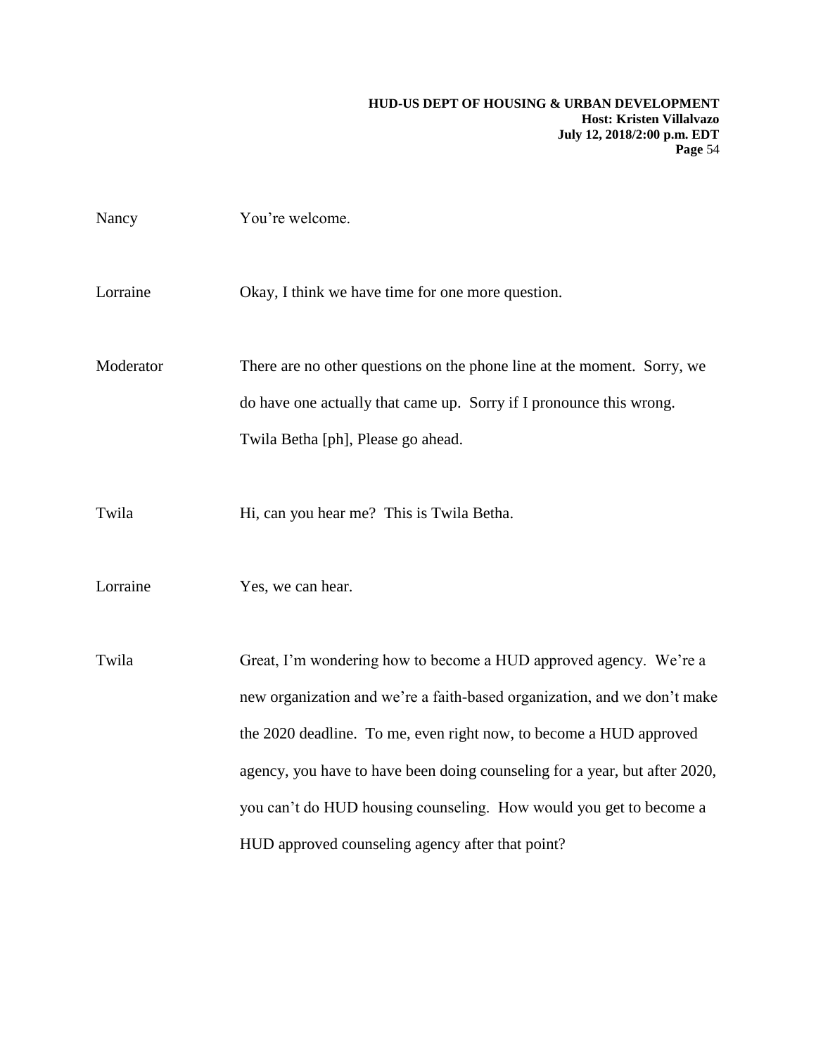Nancy You're welcome.

Lorraine Okay, I think we have time for one more question.

Moderator There are no other questions on the phone line at the moment. Sorry, we do have one actually that came up. Sorry if I pronounce this wrong. Twila Betha [ph], Please go ahead.

Twila Hi, can you hear me? This is Twila Betha.

Lorraine Yes, we can hear.

Twila Great, I'm wondering how to become a HUD approved agency. We're a new organization and we're a faith-based organization, and we don't make the 2020 deadline. To me, even right now, to become a HUD approved agency, you have to have been doing counseling for a year, but after 2020, you can't do HUD housing counseling. How would you get to become a HUD approved counseling agency after that point?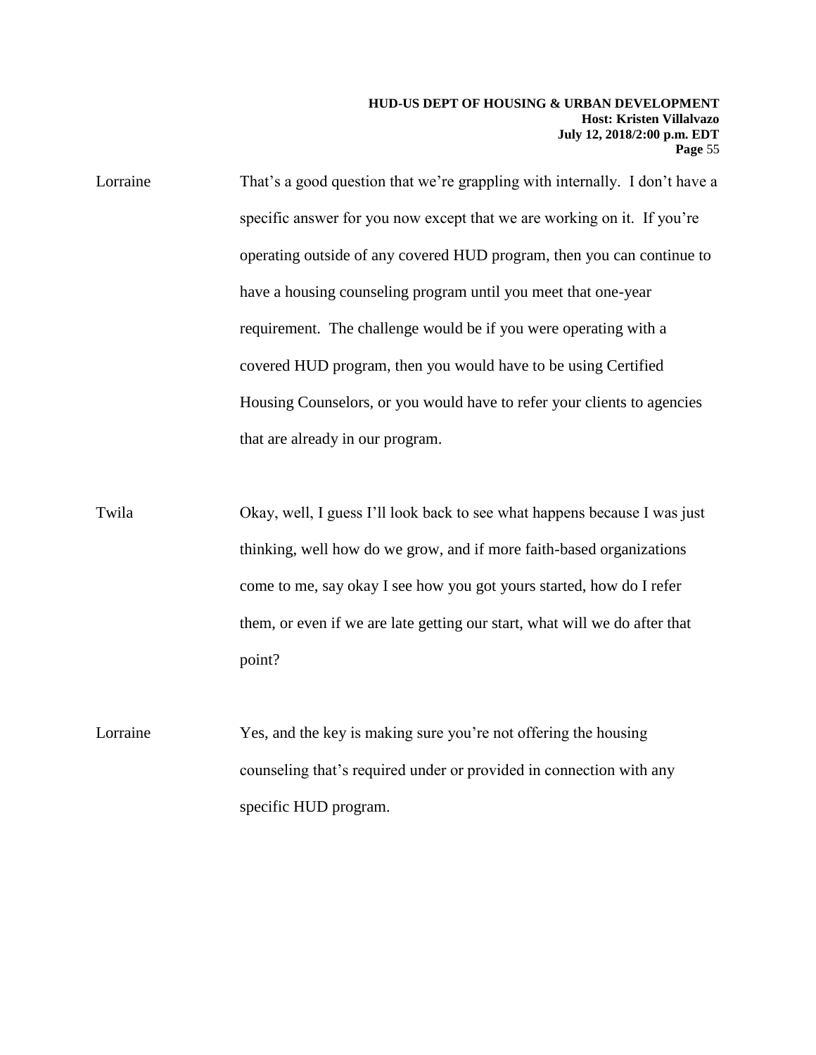Lorraine That's a good question that we're grappling with internally. I don't have a specific answer for you now except that we are working on it. If you're operating outside of any covered HUD program, then you can continue to have a housing counseling program until you meet that one-year requirement. The challenge would be if you were operating with a covered HUD program, then you would have to be using Certified Housing Counselors, or you would have to refer your clients to agencies that are already in our program.

Twila Okay, well, I guess I'll look back to see what happens because I was just thinking, well how do we grow, and if more faith-based organizations come to me, say okay I see how you got yours started, how do I refer them, or even if we are late getting our start, what will we do after that point?

Lorraine Yes, and the key is making sure you're not offering the housing counseling that's required under or provided in connection with any specific HUD program.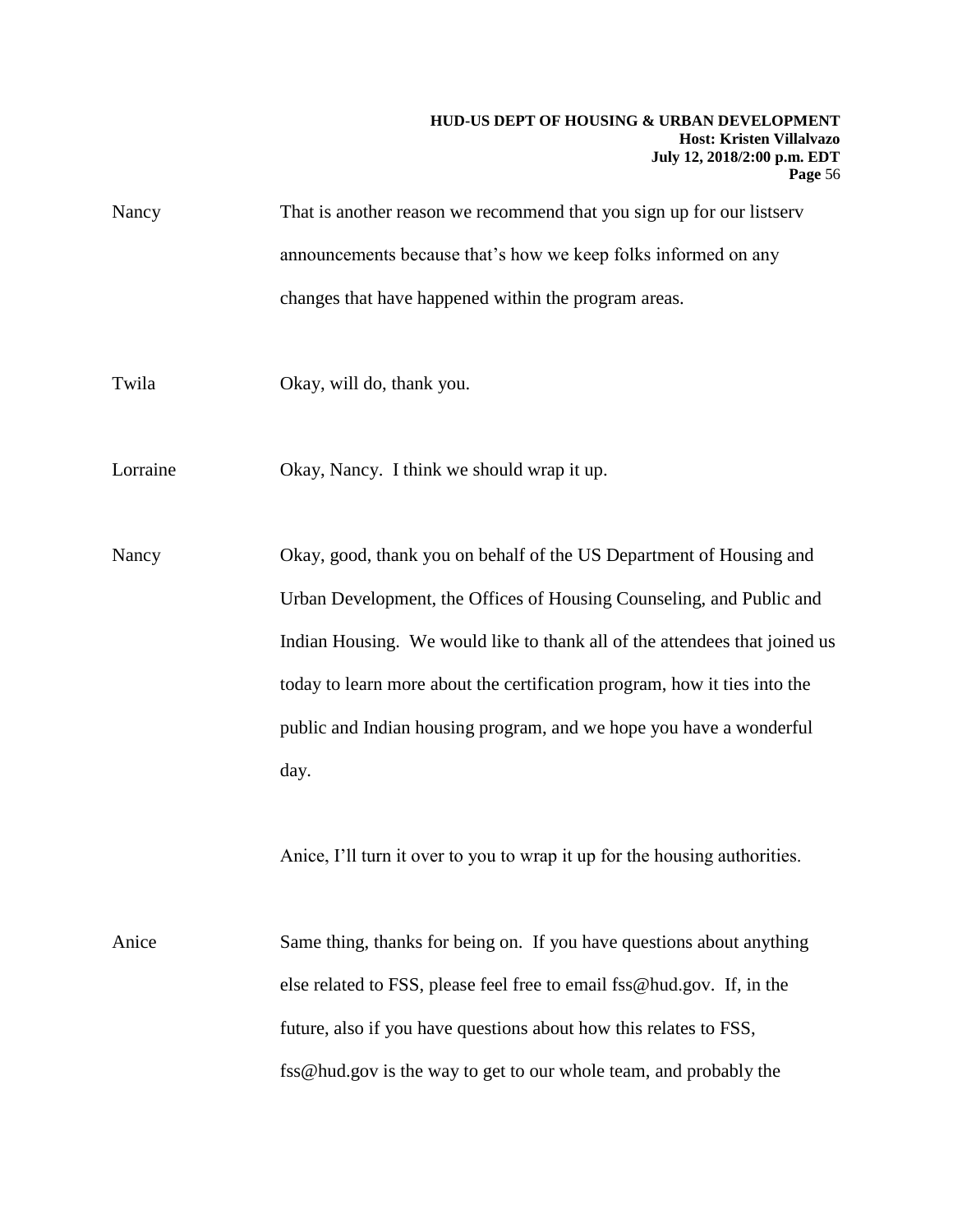Nancy That is another reason we recommend that you sign up for our listserv announcements because that's how we keep folks informed on any changes that have happened within the program areas.

Twila Okay, will do, thank you.

Lorraine Okay, Nancy. I think we should wrap it up.

Nancy Okay, good, thank you on behalf of the US Department of Housing and Urban Development, the Offices of Housing Counseling, and Public and Indian Housing. We would like to thank all of the attendees that joined us today to learn more about the certification program, how it ties into the public and Indian housing program, and we hope you have a wonderful day.

Anice, I'll turn it over to you to wrap it up for the housing authorities.

Anice Same thing, thanks for being on. If you have questions about anything else related to FSS, please feel free to email fss@hud.gov. If, in the future, also if you have questions about how this relates to FSS, fss@hud.gov is the way to get to our whole team, and probably the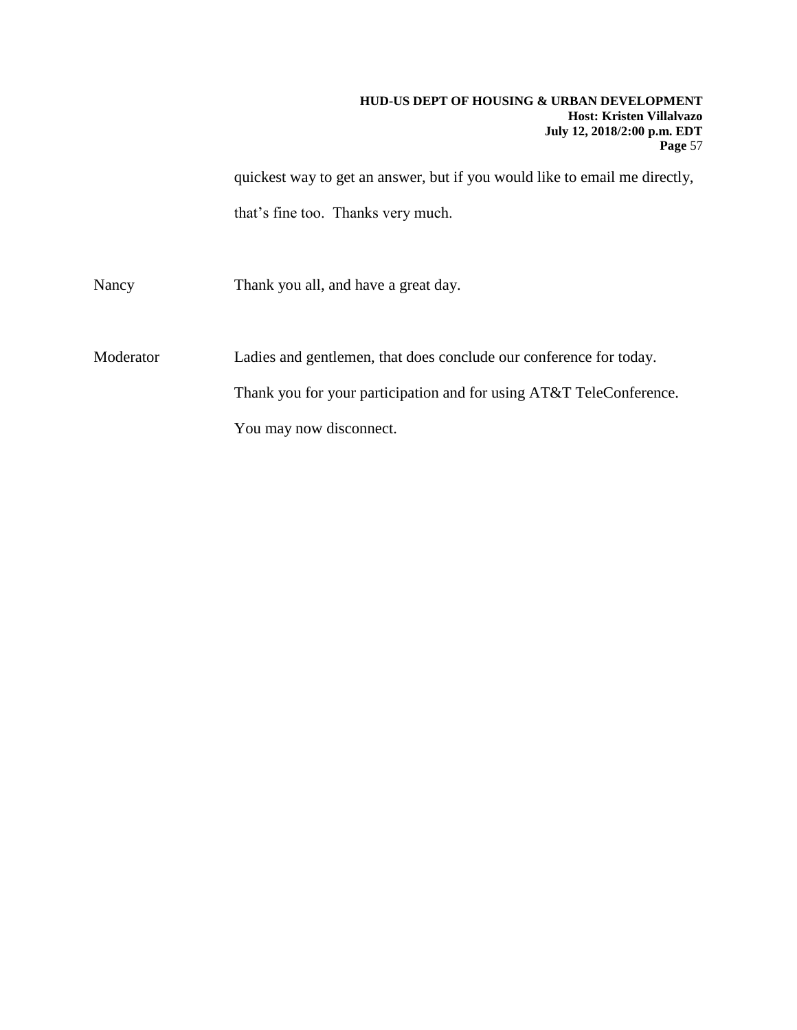quickest way to get an answer, but if you would like to email me directly, that's fine too. Thanks very much.

Nancy: Thank you all, and have a great day.

Moderator: Ladies and gentlemen, that does conclude our conference for today. Thank you for your participation and for using AT&T TeleConference. You may now disconnect.